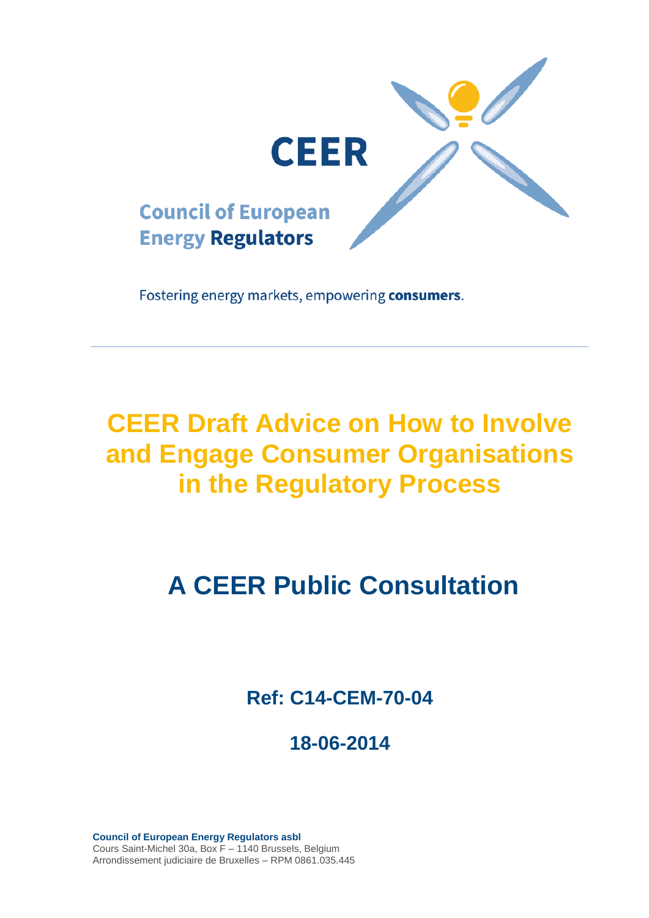CEER

Council of European Energy Regulators

Fostering energy markets, empowering **consumers**.

# CEER Draft Advice on How to Involve and Engage Consumer Organisations in the Regulatory Process

## A CEER Public Consultation

**Ref: C14-CEM-70-04**

**18-06-2014**

**Council of European Energy Regulators asbl**
Cours Saint-Michel 30a, Box F – 1140 Brussels, Belgium
Arrondissement judiciaire de Bruxelles – RPM 0861.035.445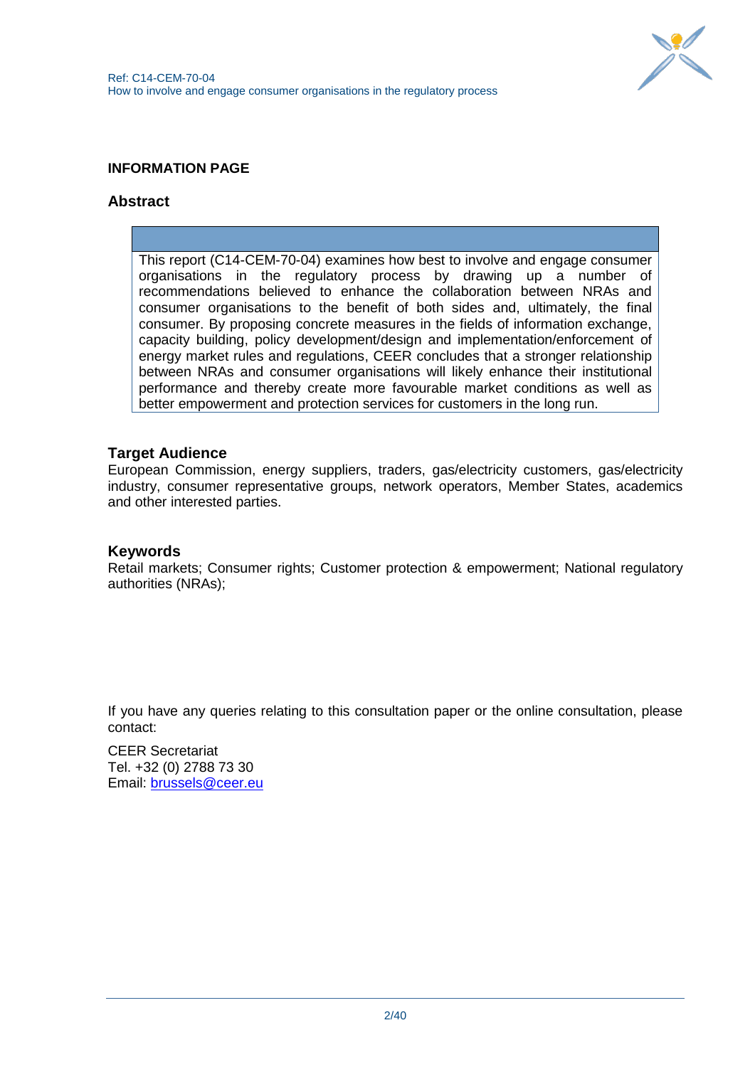**INFORMATION PAGE**

## Abstract

This report (C14-CEM-70-04) examines how best to involve and engage consumer organisations in the regulatory process by drawing up a number of recommendations believed to enhance the collaboration between NRAs and consumer organisations to the benefit of both sides and, ultimately, the final consumer. By proposing concrete measures in the fields of information exchange, capacity building, policy development/design and implementation/enforcement of energy market rules and regulations, CEER concludes that a stronger relationship between NRAs and consumer organisations will likely enhance their institutional performance and thereby create more favourable market conditions as well as better empowerment and protection services for customers in the long run.

## Target Audience

European Commission, energy suppliers, traders, gas/electricity customers, gas/electricity industry, consumer representative groups, network operators, Member States, academics and other interested parties.

## Keywords

Retail markets; Consumer rights; Customer protection & empowerment; National regulatory authorities (NRAs);

If you have any queries relating to this consultation paper or the online consultation, please contact:

CEER Secretariat
Tel. +32 (0) 2788 73 30
Email: brussels@ceer.eu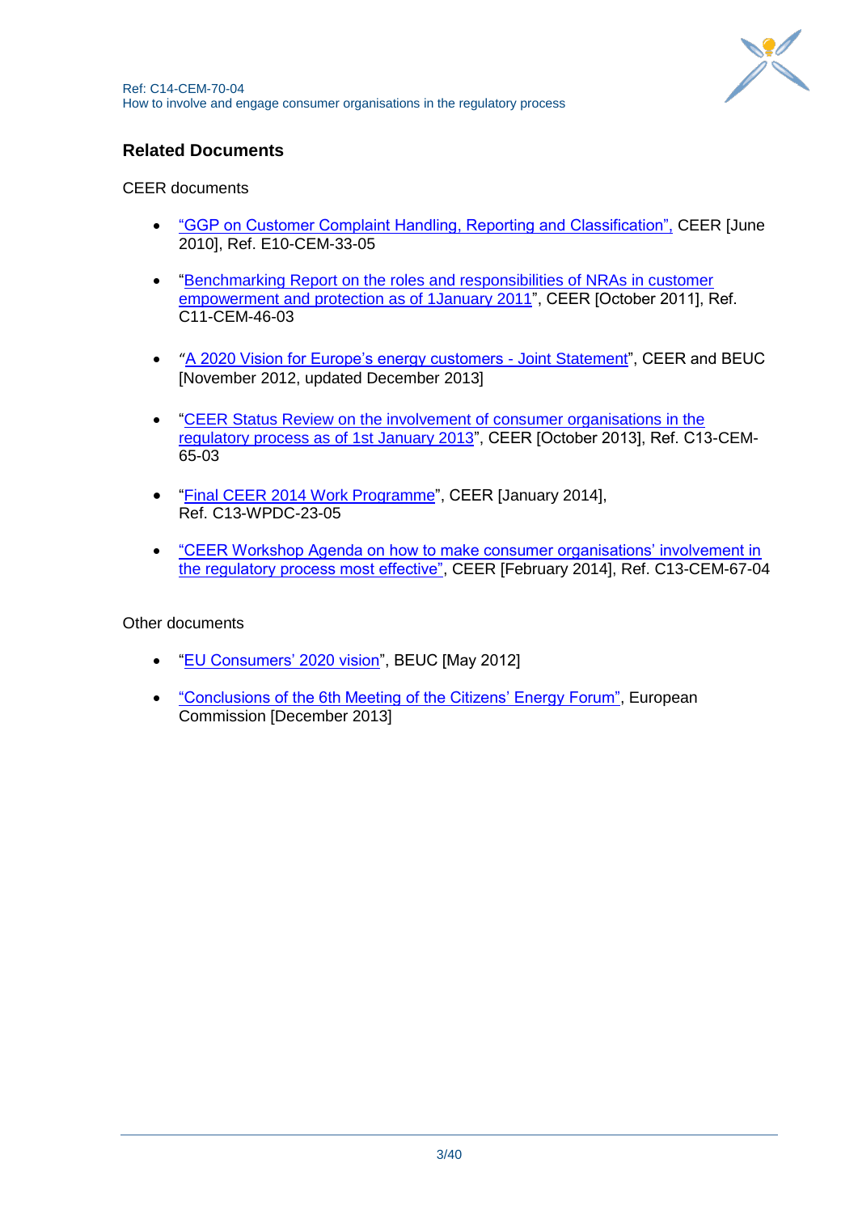## Related Documents

CEER documents

- "GGP on Customer Complaint Handling, Reporting and Classification", CEER [June 2010], Ref. E10-CEM-33-05
- "Benchmarking Report on the roles and responsibilities of NRAs in customer empowerment and protection as of 1January 2011", CEER [October 2011], Ref. C11-CEM-46-03
- "A 2020 Vision for Europe's energy customers - Joint Statement", CEER and BEUC [November 2012, updated December 2013]
- "CEER Status Review on the involvement of consumer organisations in the regulatory process as of 1st January 2013", CEER [October 2013], Ref. C13-CEM-65-03
- "Final CEER 2014 Work Programme", CEER [January 2014], Ref. C13-WPDC-23-05
- "CEER Workshop Agenda on how to make consumer organisations' involvement in the regulatory process most effective", CEER [February 2014], Ref. C13-CEM-67-04

Other documents

- "EU Consumers' 2020 vision", BEUC [May 2012]
- "Conclusions of the 6th Meeting of the Citizens' Energy Forum", European Commission [December 2013]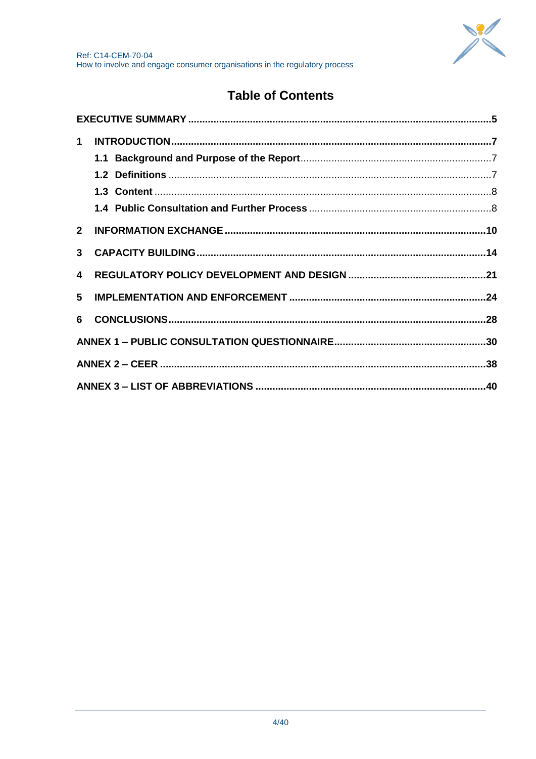# Table of Contents

**EXECUTIVE SUMMARY** ..... **5**

**1 INTRODUCTION** ..... **7**

- **1.1 Background and Purpose of the Report** ..... 7
- **1.2 Definitions** ..... 7
- **1.3 Content** ..... 8
- **1.4 Public Consultation and Further Process** ..... 8

**2 INFORMATION EXCHANGE** ..... **10**

**3 CAPACITY BUILDING** ..... **14**

**4 REGULATORY POLICY DEVELOPMENT AND DESIGN** ..... **21**

**5 IMPLEMENTATION AND ENFORCEMENT** ..... **24**

**6 CONCLUSIONS** ..... **28**

**ANNEX 1 – PUBLIC CONSULTATION QUESTIONNAIRE** ..... **30**

**ANNEX 2 – CEER** ..... **38**

**ANNEX 3 – LIST OF ABBREVIATIONS** ..... **40**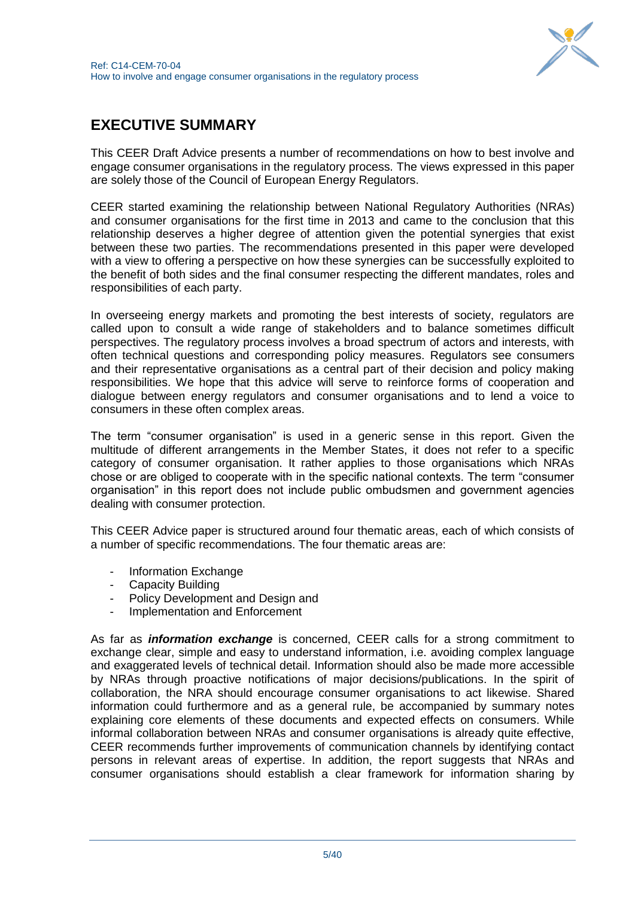## EXECUTIVE SUMMARY

This CEER Draft Advice presents a number of recommendations on how to best involve and engage consumer organisations in the regulatory process. The views expressed in this paper are solely those of the Council of European Energy Regulators.

CEER started examining the relationship between National Regulatory Authorities (NRAs) and consumer organisations for the first time in 2013 and came to the conclusion that this relationship deserves a higher degree of attention given the potential synergies that exist between these two parties. The recommendations presented in this paper were developed with a view to offering a perspective on how these synergies can be successfully exploited to the benefit of both sides and the final consumer respecting the different mandates, roles and responsibilities of each party.

In overseeing energy markets and promoting the best interests of society, regulators are called upon to consult a wide range of stakeholders and to balance sometimes difficult perspectives. The regulatory process involves a broad spectrum of actors and interests, with often technical questions and corresponding policy measures. Regulators see consumers and their representative organisations as a central part of their decision and policy making responsibilities. We hope that this advice will serve to reinforce forms of cooperation and dialogue between energy regulators and consumer organisations and to lend a voice to consumers in these often complex areas.

The term "consumer organisation" is used in a generic sense in this report. Given the multitude of different arrangements in the Member States, it does not refer to a specific category of consumer organisation. It rather applies to those organisations which NRAs chose or are obliged to cooperate with in the specific national contexts. The term "consumer organisation" in this report does not include public ombudsmen and government agencies dealing with consumer protection.

This CEER Advice paper is structured around four thematic areas, each of which consists of a number of specific recommendations. The four thematic areas are:

- Information Exchange
- Capacity Building
- Policy Development and Design and
- Implementation and Enforcement

As far as ***information exchange*** is concerned, CEER calls for a strong commitment to exchange clear, simple and easy to understand information, i.e. avoiding complex language and exaggerated levels of technical detail. Information should also be made more accessible by NRAs through proactive notifications of major decisions/publications. In the spirit of collaboration, the NRA should encourage consumer organisations to act likewise. Shared information could furthermore and as a general rule, be accompanied by summary notes explaining core elements of these documents and expected effects on consumers. While informal collaboration between NRAs and consumer organisations is already quite effective, CEER recommends further improvements of communication channels by identifying contact persons in relevant areas of expertise. In addition, the report suggests that NRAs and consumer organisations should establish a clear framework for information sharing by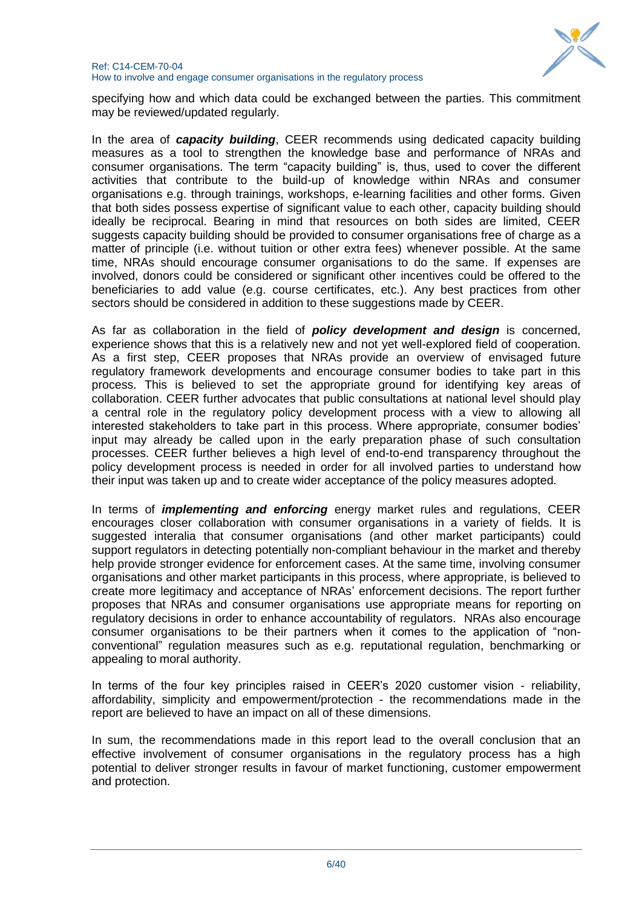specifying how and which data could be exchanged between the parties. This commitment may be reviewed/updated regularly.

In the area of ***capacity building***, CEER recommends using dedicated capacity building measures as a tool to strengthen the knowledge base and performance of NRAs and consumer organisations. The term "capacity building" is, thus, used to cover the different activities that contribute to the build-up of knowledge within NRAs and consumer organisations e.g. through trainings, workshops, e-learning facilities and other forms. Given that both sides possess expertise of significant value to each other, capacity building should ideally be reciprocal. Bearing in mind that resources on both sides are limited, CEER suggests capacity building should be provided to consumer organisations free of charge as a matter of principle (i.e. without tuition or other extra fees) whenever possible. At the same time, NRAs should encourage consumer organisations to do the same. If expenses are involved, donors could be considered or significant other incentives could be offered to the beneficiaries to add value (e.g. course certificates, etc.). Any best practices from other sectors should be considered in addition to these suggestions made by CEER.

As far as collaboration in the field of ***policy development and design*** is concerned, experience shows that this is a relatively new and not yet well-explored field of cooperation. As a first step, CEER proposes that NRAs provide an overview of envisaged future regulatory framework developments and encourage consumer bodies to take part in this process. This is believed to set the appropriate ground for identifying key areas of collaboration. CEER further advocates that public consultations at national level should play a central role in the regulatory policy development process with a view to allowing all interested stakeholders to take part in this process. Where appropriate, consumer bodies' input may already be called upon in the early preparation phase of such consultation processes. CEER further believes a high level of end-to-end transparency throughout the policy development process is needed in order for all involved parties to understand how their input was taken up and to create wider acceptance of the policy measures adopted.

In terms of ***implementing and enforcing*** energy market rules and regulations, CEER encourages closer collaboration with consumer organisations in a variety of fields. It is suggested interalia that consumer organisations (and other market participants) could support regulators in detecting potentially non-compliant behaviour in the market and thereby help provide stronger evidence for enforcement cases. At the same time, involving consumer organisations and other market participants in this process, where appropriate, is believed to create more legitimacy and acceptance of NRAs' enforcement decisions. The report further proposes that NRAs and consumer organisations use appropriate means for reporting on regulatory decisions in order to enhance accountability of regulators. NRAs also encourage consumer organisations to be their partners when it comes to the application of "non-conventional" regulation measures such as e.g. reputational regulation, benchmarking or appealing to moral authority.

In terms of the four key principles raised in CEER's 2020 customer vision - reliability, affordability, simplicity and empowerment/protection - the recommendations made in the report are believed to have an impact on all of these dimensions.

In sum, the recommendations made in this report lead to the overall conclusion that an effective involvement of consumer organisations in the regulatory process has a high potential to deliver stronger results in favour of market functioning, customer empowerment and protection.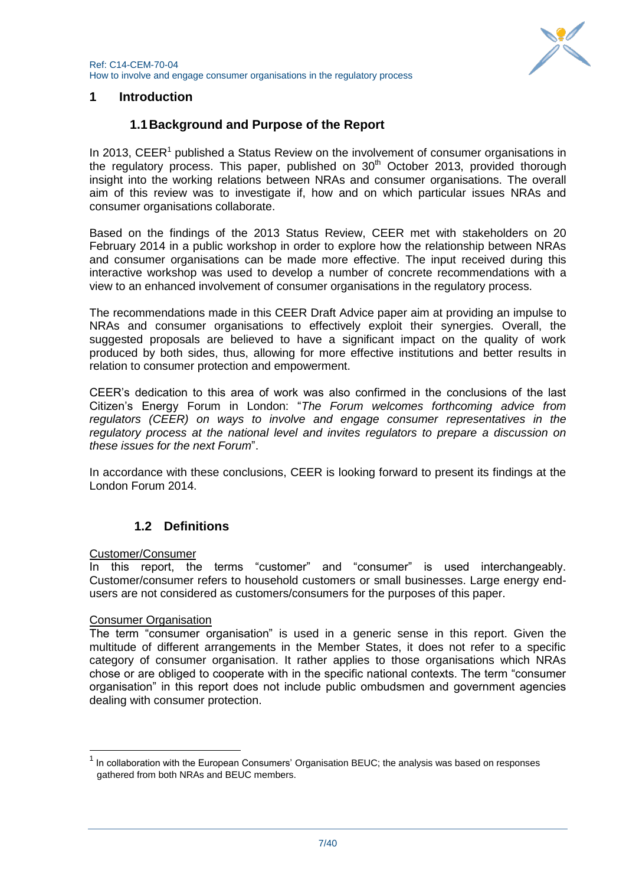# 1 Introduction

## 1.1 Background and Purpose of the Report

In 2013, CEER[1] published a Status Review on the involvement of consumer organisations in the regulatory process. This paper, published on 30th October 2013, provided thorough insight into the working relations between NRAs and consumer organisations. The overall aim of this review was to investigate if, how and on which particular issues NRAs and consumer organisations collaborate.

Based on the findings of the 2013 Status Review, CEER met with stakeholders on 20 February 2014 in a public workshop in order to explore how the relationship between NRAs and consumer organisations can be made more effective. The input received during this interactive workshop was used to develop a number of concrete recommendations with a view to an enhanced involvement of consumer organisations in the regulatory process.

The recommendations made in this CEER Draft Advice paper aim at providing an impulse to NRAs and consumer organisations to effectively exploit their synergies. Overall, the suggested proposals are believed to have a significant impact on the quality of work produced by both sides, thus, allowing for more effective institutions and better results in relation to consumer protection and empowerment.

CEER's dedication to this area of work was also confirmed in the conclusions of the last Citizen's Energy Forum in London: "*The Forum welcomes forthcoming advice from regulators (CEER) on ways to involve and engage consumer representatives in the regulatory process at the national level and invites regulators to prepare a discussion on these issues for the next Forum*".

In accordance with these conclusions, CEER is looking forward to present its findings at the London Forum 2014.

## 1.2 Definitions

Customer/Consumer

In this report, the terms "customer" and "consumer" is used interchangeably. Customer/consumer refers to household customers or small businesses. Large energy end-users are not considered as customers/consumers for the purposes of this paper.

Consumer Organisation

The term "consumer organisation" is used in a generic sense in this report. Given the multitude of different arrangements in the Member States, it does not refer to a specific category of consumer organisation. It rather applies to those organisations which NRAs chose or are obliged to cooperate with in the specific national contexts. The term "consumer organisation" in this report does not include public ombudsmen and government agencies dealing with consumer protection.

---

[1] In collaboration with the European Consumers' Organisation BEUC; the analysis was based on responses gathered from both NRAs and BEUC members.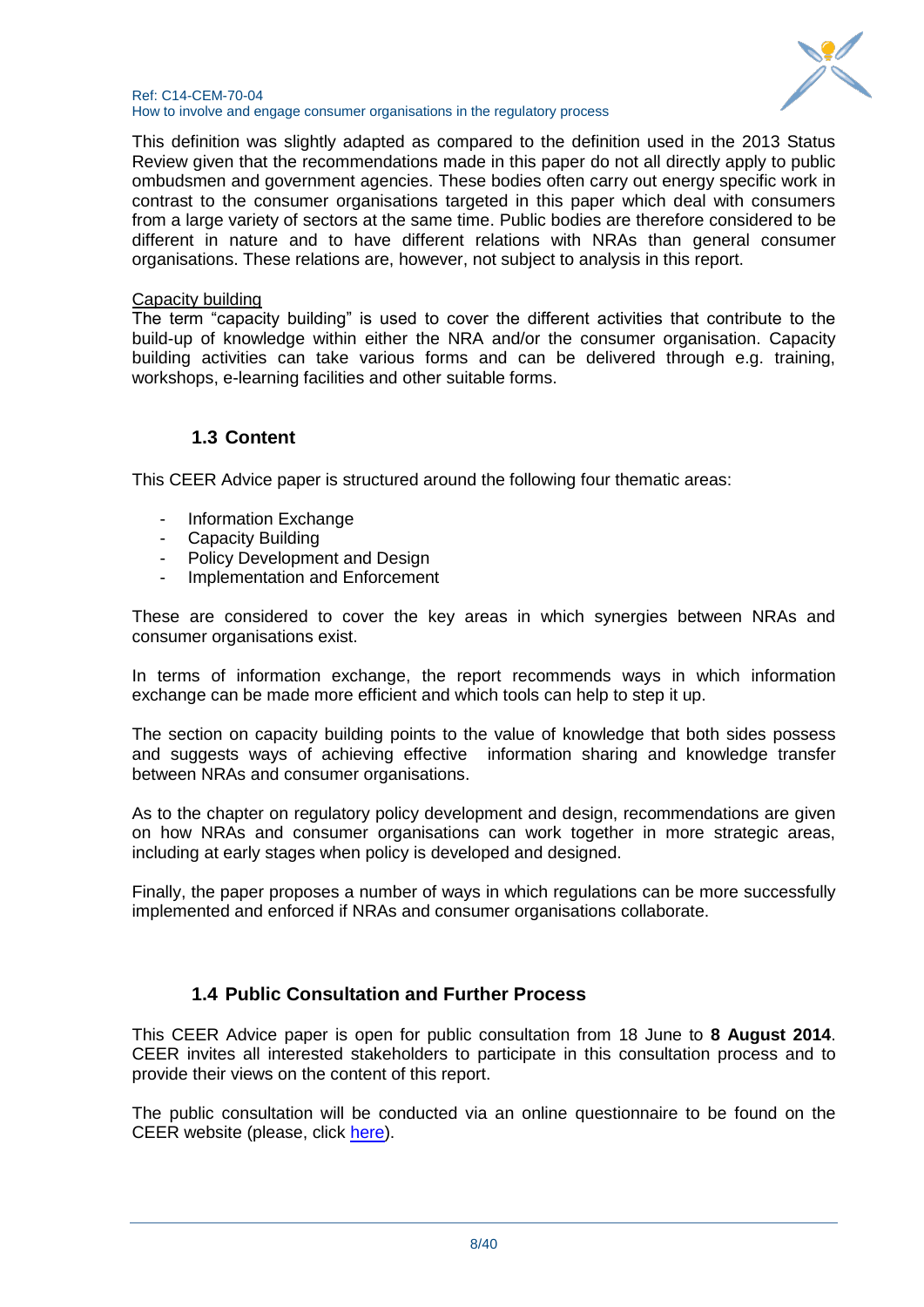This definition was slightly adapted as compared to the definition used in the 2013 Status Review given that the recommendations made in this paper do not all directly apply to public ombudsmen and government agencies. These bodies often carry out energy specific work in contrast to the consumer organisations targeted in this paper which deal with consumers from a large variety of sectors at the same time. Public bodies are therefore considered to be different in nature and to have different relations with NRAs than general consumer organisations. These relations are, however, not subject to analysis in this report.

Capacity building

The term "capacity building" is used to cover the different activities that contribute to the build-up of knowledge within either the NRA and/or the consumer organisation. Capacity building activities can take various forms and can be delivered through e.g. training, workshops, e-learning facilities and other suitable forms.

## 1.3 Content

This CEER Advice paper is structured around the following four thematic areas:

- Information Exchange
- Capacity Building
- Policy Development and Design
- Implementation and Enforcement

These are considered to cover the key areas in which synergies between NRAs and consumer organisations exist.

In terms of information exchange, the report recommends ways in which information exchange can be made more efficient and which tools can help to step it up.

The section on capacity building points to the value of knowledge that both sides possess and suggests ways of achieving effective information sharing and knowledge transfer between NRAs and consumer organisations.

As to the chapter on regulatory policy development and design, recommendations are given on how NRAs and consumer organisations can work together in more strategic areas, including at early stages when policy is developed and designed.

Finally, the paper proposes a number of ways in which regulations can be more successfully implemented and enforced if NRAs and consumer organisations collaborate.

## 1.4 Public Consultation and Further Process

This CEER Advice paper is open for public consultation from 18 June to **8 August 2014**. CEER invites all interested stakeholders to participate in this consultation process and to provide their views on the content of this report.

The public consultation will be conducted via an online questionnaire to be found on the CEER website (please, click here).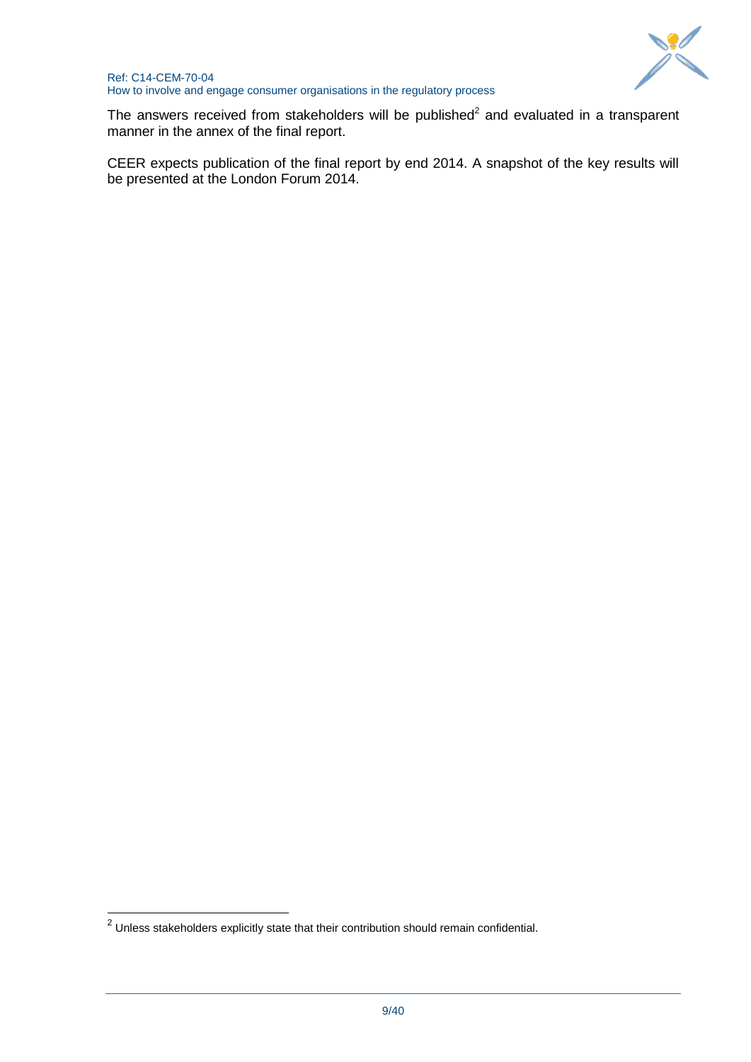The answers received from stakeholders will be published[2] and evaluated in a transparent manner in the annex of the final report.

CEER expects publication of the final report by end 2014. A snapshot of the key results will be presented at the London Forum 2014.

---

[2] Unless stakeholders explicitly state that their contribution should remain confidential.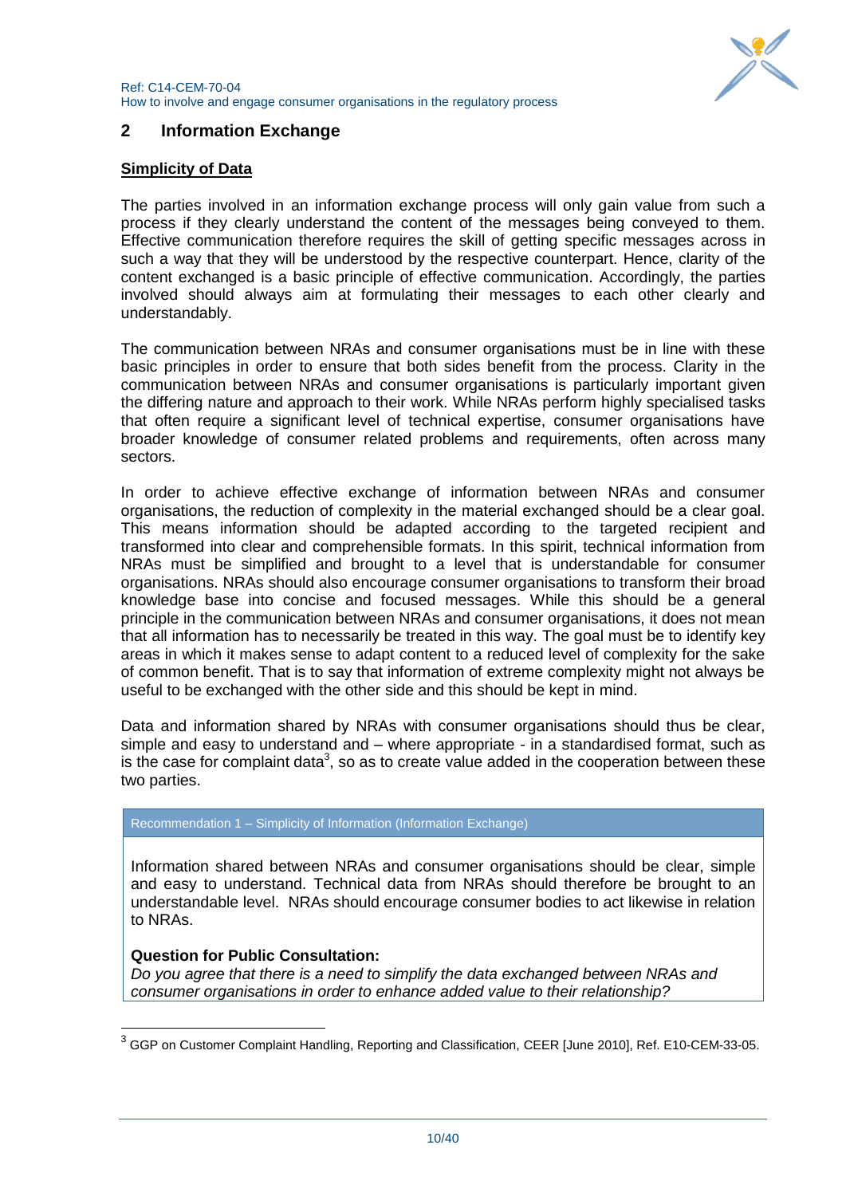## 2 Information Exchange

**Simplicity of Data**

The parties involved in an information exchange process will only gain value from such a process if they clearly understand the content of the messages being conveyed to them. Effective communication therefore requires the skill of getting specific messages across in such a way that they will be understood by the respective counterpart. Hence, clarity of the content exchanged is a basic principle of effective communication. Accordingly, the parties involved should always aim at formulating their messages to each other clearly and understandably.

The communication between NRAs and consumer organisations must be in line with these basic principles in order to ensure that both sides benefit from the process. Clarity in the communication between NRAs and consumer organisations is particularly important given the differing nature and approach to their work. While NRAs perform highly specialised tasks that often require a significant level of technical expertise, consumer organisations have broader knowledge of consumer related problems and requirements, often across many sectors.

In order to achieve effective exchange of information between NRAs and consumer organisations, the reduction of complexity in the material exchanged should be a clear goal. This means information should be adapted according to the targeted recipient and transformed into clear and comprehensible formats. In this spirit, technical information from NRAs must be simplified and brought to a level that is understandable for consumer organisations. NRAs should also encourage consumer organisations to transform their broad knowledge base into concise and focused messages. While this should be a general principle in the communication between NRAs and consumer organisations, it does not mean that all information has to necessarily be treated in this way. The goal must be to identify key areas in which it makes sense to adapt content to a reduced level of complexity for the sake of common benefit. That is to say that information of extreme complexity might not always be useful to be exchanged with the other side and this should be kept in mind.

Data and information shared by NRAs with consumer organisations should thus be clear, simple and easy to understand and – where appropriate - in a standardised format, such as is the case for complaint data[3], so as to create value added in the cooperation between these two parties.

| Recommendation 1 – Simplicity of Information (Information Exchange) |
| --- |
| Information shared between NRAs and consumer organisations should be clear, simple and easy to understand. Technical data from NRAs should therefore be brought to an understandable level. NRAs should encourage consumer bodies to act likewise in relation to NRAs.<br><br>**Question for Public Consultation:**<br>*Do you agree that there is a need to simplify the data exchanged between NRAs and consumer organisations in order to enhance added value to their relationship?* |

[3] GGP on Customer Complaint Handling, Reporting and Classification, CEER [June 2010], Ref. E10-CEM-33-05.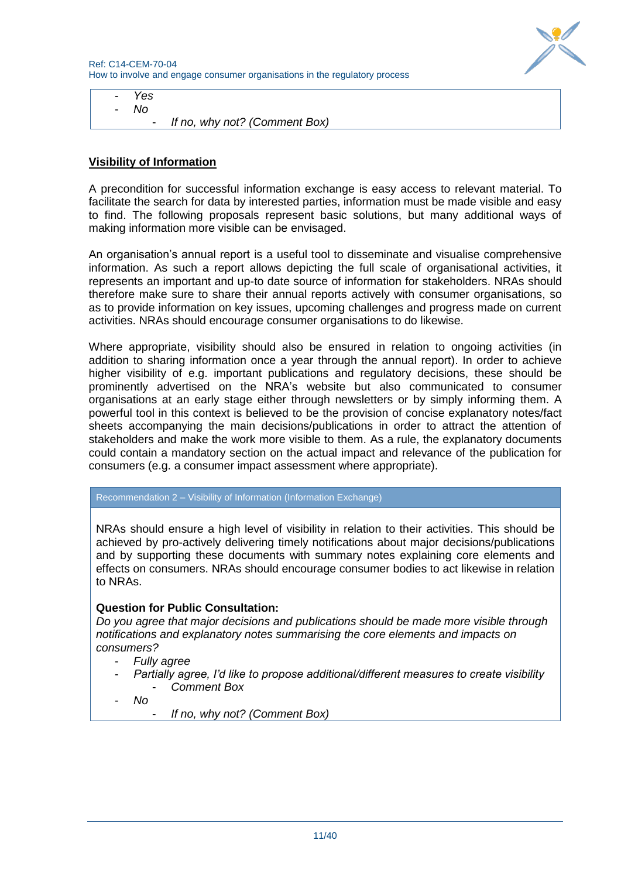- *Yes*
- *No*
    - *If no, why not? (Comment Box)*

## Visibility of Information

A precondition for successful information exchange is easy access to relevant material. To facilitate the search for data by interested parties, information must be made visible and easy to find. The following proposals represent basic solutions, but many additional ways of making information more visible can be envisaged.

An organisation's annual report is a useful tool to disseminate and visualise comprehensive information. As such a report allows depicting the full scale of organisational activities, it represents an important and up-to date source of information for stakeholders. NRAs should therefore make sure to share their annual reports actively with consumer organisations, so as to provide information on key issues, upcoming challenges and progress made on current activities. NRAs should encourage consumer organisations to do likewise.

Where appropriate, visibility should also be ensured in relation to ongoing activities (in addition to sharing information once a year through the annual report). In order to achieve higher visibility of e.g. important publications and regulatory decisions, these should be prominently advertised on the NRA's website but also communicated to consumer organisations at an early stage either through newsletters or by simply informing them. A powerful tool in this context is believed to be the provision of concise explanatory notes/fact sheets accompanying the main decisions/publications in order to attract the attention of stakeholders and make the work more visible to them. As a rule, the explanatory documents could contain a mandatory section on the actual impact and relevance of the publication for consumers (e.g. a consumer impact assessment where appropriate).

**Recommendation 2 – Visibility of Information (Information Exchange)**

NRAs should ensure a high level of visibility in relation to their activities. This should be achieved by pro-actively delivering timely notifications about major decisions/publications and by supporting these documents with summary notes explaining core elements and effects on consumers. NRAs should encourage consumer bodies to act likewise in relation to NRAs.

**Question for Public Consultation:**

*Do you agree that major decisions and publications should be made more visible through notifications and explanatory notes summarising the core elements and impacts on consumers?*

- *Fully agree*
- *Partially agree, I'd like to propose additional/different measures to create visibility*
    - *Comment Box*
- *No*
    - *If no, why not? (Comment Box)*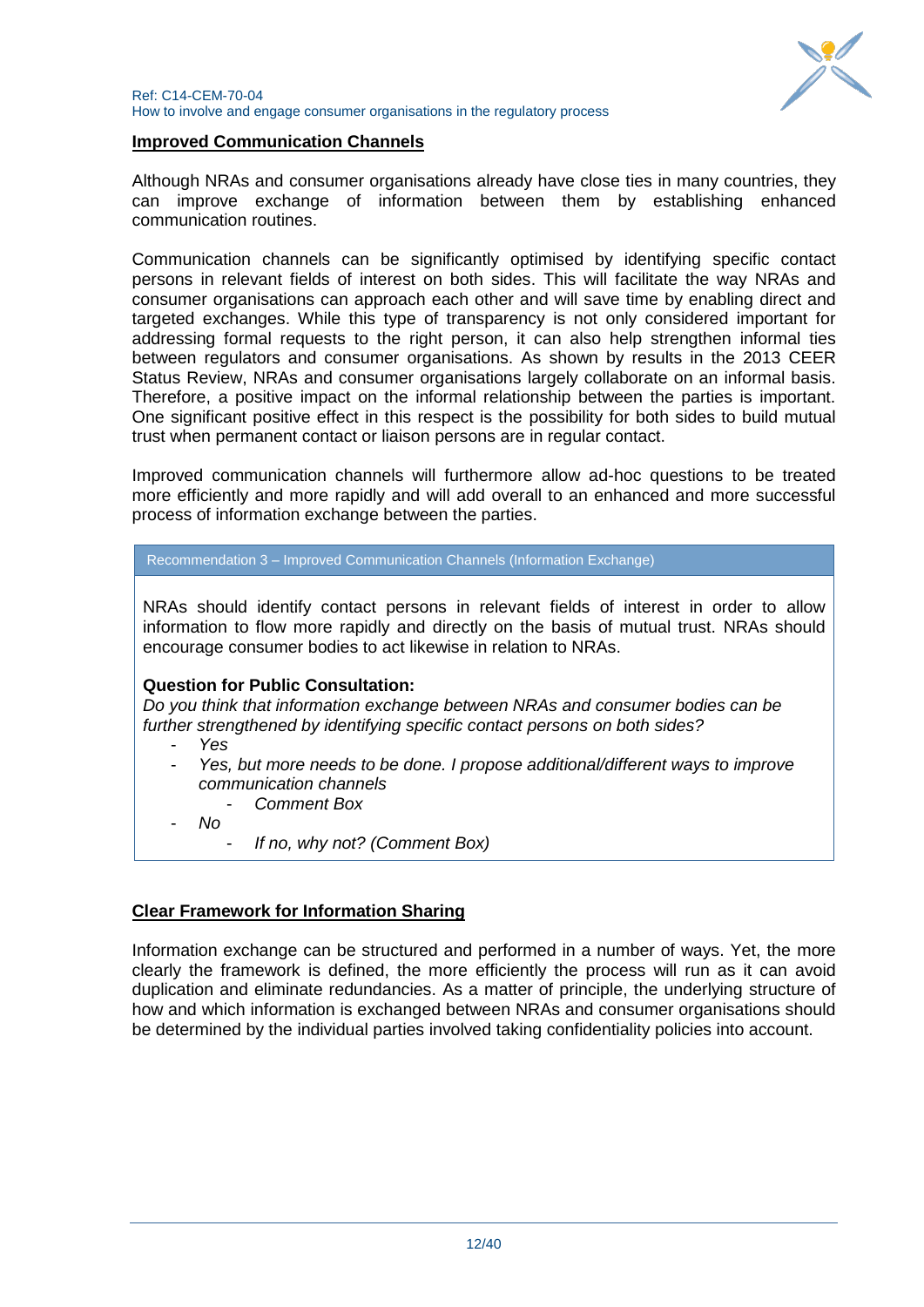## Improved Communication Channels

Although NRAs and consumer organisations already have close ties in many countries, they can improve exchange of information between them by establishing enhanced communication routines.

Communication channels can be significantly optimised by identifying specific contact persons in relevant fields of interest on both sides. This will facilitate the way NRAs and consumer organisations can approach each other and will save time by enabling direct and targeted exchanges. While this type of transparency is not only considered important for addressing formal requests to the right person, it can also help strengthen informal ties between regulators and consumer organisations. As shown by results in the 2013 CEER Status Review, NRAs and consumer organisations largely collaborate on an informal basis. Therefore, a positive impact on the informal relationship between the parties is important. One significant positive effect in this respect is the possibility for both sides to build mutual trust when permanent contact or liaison persons are in regular contact.

Improved communication channels will furthermore allow ad-hoc questions to be treated more efficiently and more rapidly and will add overall to an enhanced and more successful process of information exchange between the parties.

> Recommendation 3 – Improved Communication Channels (Information Exchange)
>
> NRAs should identify contact persons in relevant fields of interest in order to allow information to flow more rapidly and directly on the basis of mutual trust. NRAs should encourage consumer bodies to act likewise in relation to NRAs.
>
> **Question for Public Consultation:**
> *Do you think that information exchange between NRAs and consumer bodies can be further strengthened by identifying specific contact persons on both sides?*
>
> - *Yes*
> - *Yes, but more needs to be done. I propose additional/different ways to improve communication channels*
>     - *Comment Box*
> - *No*
>     - *If no, why not? (Comment Box)*

## Clear Framework for Information Sharing

Information exchange can be structured and performed in a number of ways. Yet, the more clearly the framework is defined, the more efficiently the process will run as it can avoid duplication and eliminate redundancies. As a matter of principle, the underlying structure of how and which information is exchanged between NRAs and consumer organisations should be determined by the individual parties involved taking confidentiality policies into account.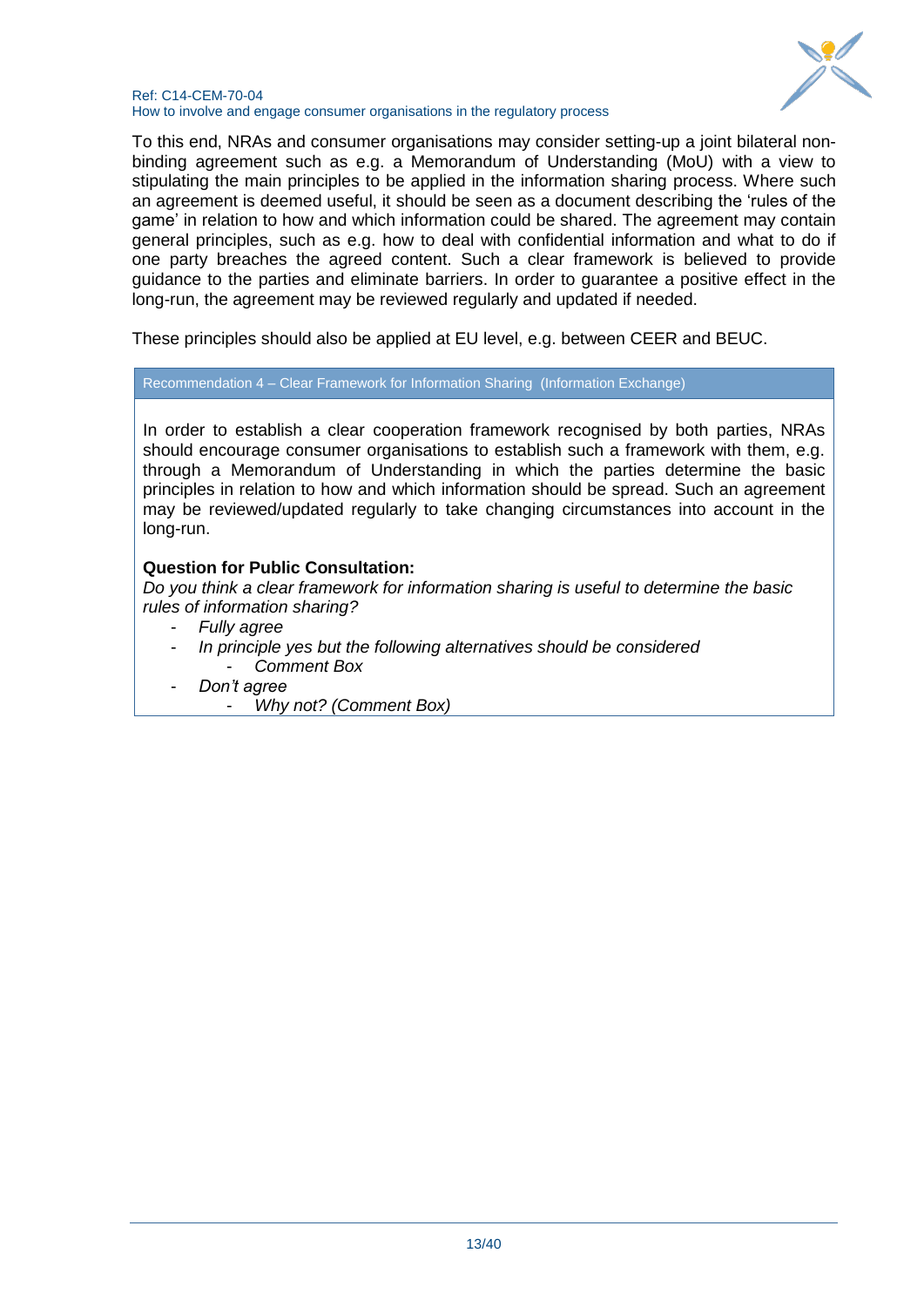To this end, NRAs and consumer organisations may consider setting-up a joint bilateral non-binding agreement such as e.g. a Memorandum of Understanding (MoU) with a view to stipulating the main principles to be applied in the information sharing process. Where such an agreement is deemed useful, it should be seen as a document describing the 'rules of the game' in relation to how and which information could be shared. The agreement may contain general principles, such as e.g. how to deal with confidential information and what to do if one party breaches the agreed content. Such a clear framework is believed to provide guidance to the parties and eliminate barriers. In order to guarantee a positive effect in the long-run, the agreement may be reviewed regularly and updated if needed.

These principles should also be applied at EU level, e.g. between CEER and BEUC.

> **Recommendation 4 – Clear Framework for Information Sharing (Information Exchange)**
>
> In order to establish a clear cooperation framework recognised by both parties, NRAs should encourage consumer organisations to establish such a framework with them, e.g. through a Memorandum of Understanding in which the parties determine the basic principles in relation to how and which information should be spread. Such an agreement may be reviewed/updated regularly to take changing circumstances into account in the long-run.
>
> **Question for Public Consultation:**
>
> *Do you think a clear framework for information sharing is useful to determine the basic rules of information sharing?*
>
> - *Fully agree*
> - *In principle yes but the following alternatives should be considered*
>     - *Comment Box*
> - *Don't agree*
>     - *Why not? (Comment Box)*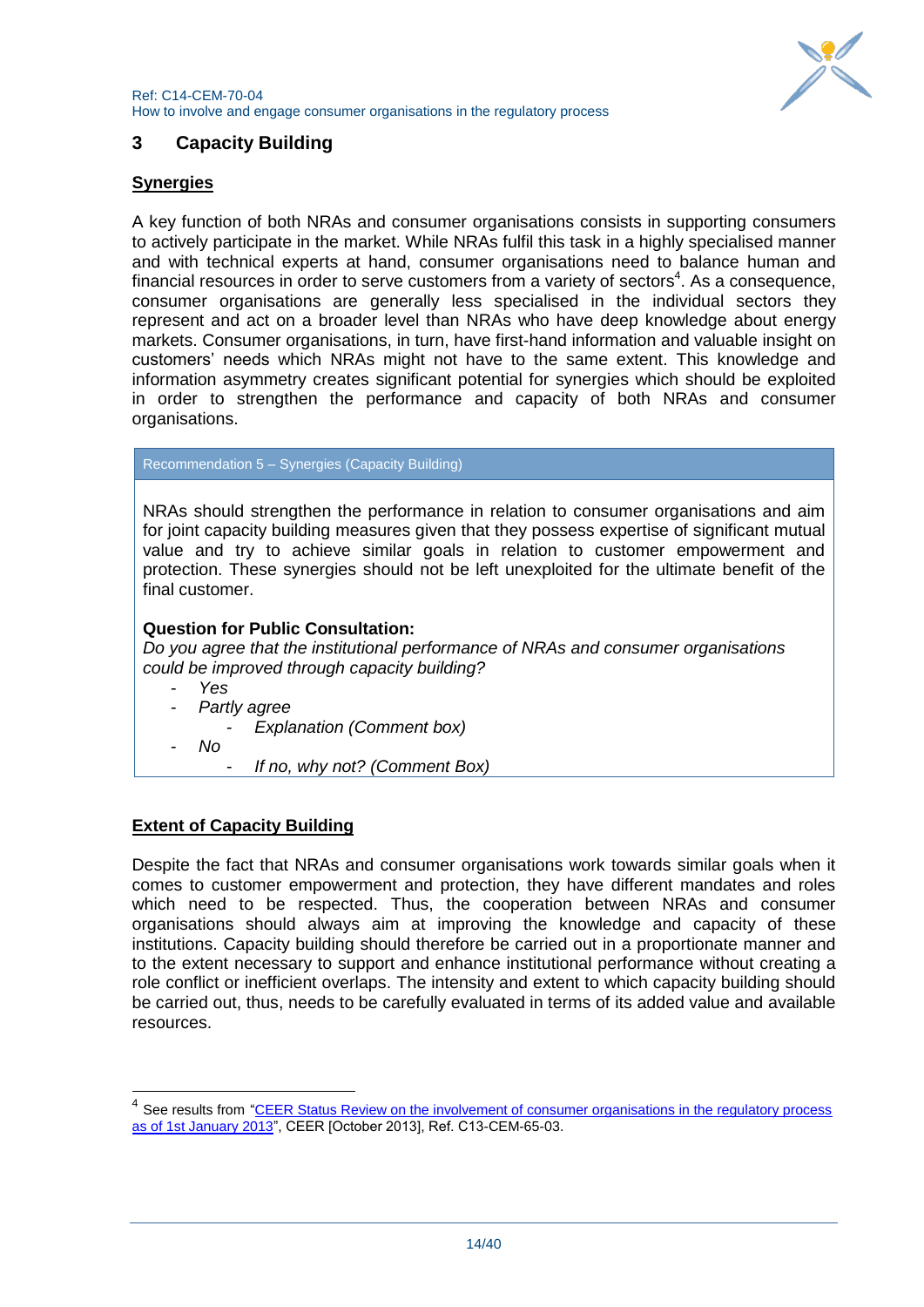# 3 Capacity Building

**Synergies**

A key function of both NRAs and consumer organisations consists in supporting consumers to actively participate in the market. While NRAs fulfil this task in a highly specialised manner and with technical experts at hand, consumer organisations need to balance human and financial resources in order to serve customers from a variety of sectors[4]. As a consequence, consumer organisations are generally less specialised in the individual sectors they represent and act on a broader level than NRAs who have deep knowledge about energy markets. Consumer organisations, in turn, have first-hand information and valuable insight on customers' needs which NRAs might not have to the same extent. This knowledge and information asymmetry creates significant potential for synergies which should be exploited in order to strengthen the performance and capacity of both NRAs and consumer organisations.

> Recommendation 5 – Synergies (Capacity Building)
>
> NRAs should strengthen the performance in relation to consumer organisations and aim for joint capacity building measures given that they possess expertise of significant mutual value and try to achieve similar goals in relation to customer empowerment and protection. These synergies should not be left unexploited for the ultimate benefit of the final customer.
>
> **Question for Public Consultation:**
> *Do you agree that the institutional performance of NRAs and consumer organisations could be improved through capacity building?*
>
> - *Yes*
> - *Partly agree*
>     - *Explanation (Comment box)*
> - *No*
>     - *If no, why not? (Comment Box)*

**Extent of Capacity Building**

Despite the fact that NRAs and consumer organisations work towards similar goals when it comes to customer empowerment and protection, they have different mandates and roles which need to be respected. Thus, the cooperation between NRAs and consumer organisations should always aim at improving the knowledge and capacity of these institutions. Capacity building should therefore be carried out in a proportionate manner and to the extent necessary to support and enhance institutional performance without creating a role conflict or inefficient overlaps. The intensity and extent to which capacity building should be carried out, thus, needs to be carefully evaluated in terms of its added value and available resources.

---

[4] See results from "CEER Status Review on the involvement of consumer organisations in the regulatory process as of 1st January 2013", CEER [October 2013], Ref. C13-CEM-65-03.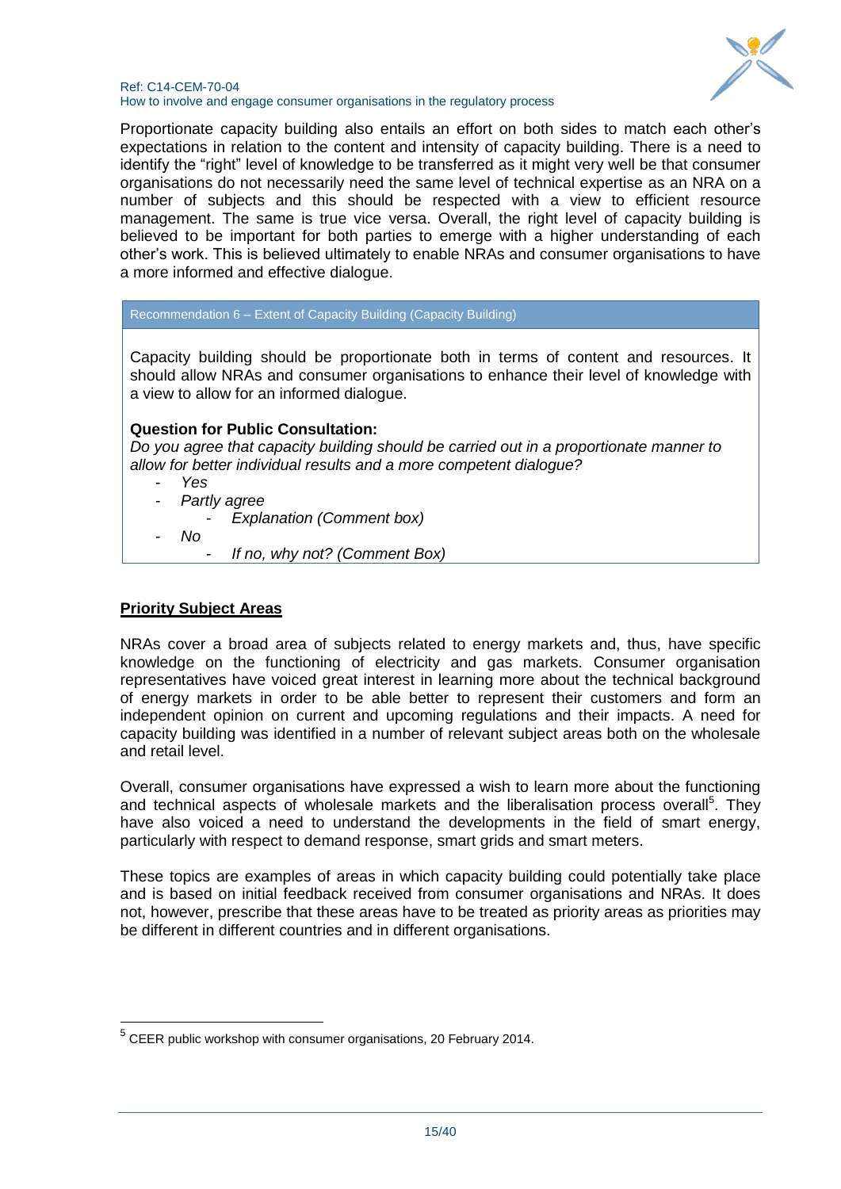Proportionate capacity building also entails an effort on both sides to match each other's expectations in relation to the content and intensity of capacity building. There is a need to identify the "right" level of knowledge to be transferred as it might very well be that consumer organisations do not necessarily need the same level of technical expertise as an NRA on a number of subjects and this should be respected with a view to efficient resource management. The same is true vice versa. Overall, the right level of capacity building is believed to be important for both parties to emerge with a higher understanding of each other's work. This is believed ultimately to enable NRAs and consumer organisations to have a more informed and effective dialogue.

**Recommendation 6 – Extent of Capacity Building (Capacity Building)**

Capacity building should be proportionate both in terms of content and resources. It should allow NRAs and consumer organisations to enhance their level of knowledge with a view to allow for an informed dialogue.

**Question for Public Consultation:**

*Do you agree that capacity building should be carried out in a proportionate manner to allow for better individual results and a more competent dialogue?*

- *Yes*
- *Partly agree*
  - *Explanation (Comment box)*
- *No*
  - *If no, why not? (Comment Box)*

## Priority Subject Areas

NRAs cover a broad area of subjects related to energy markets and, thus, have specific knowledge on the functioning of electricity and gas markets. Consumer organisation representatives have voiced great interest in learning more about the technical background of energy markets in order to be able better to represent their customers and form an independent opinion on current and upcoming regulations and their impacts. A need for capacity building was identified in a number of relevant subject areas both on the wholesale and retail level.

Overall, consumer organisations have expressed a wish to learn more about the functioning and technical aspects of wholesale markets and the liberalisation process overall[5]. They have also voiced a need to understand the developments in the field of smart energy, particularly with respect to demand response, smart grids and smart meters.

These topics are examples of areas in which capacity building could potentially take place and is based on initial feedback received from consumer organisations and NRAs. It does not, however, prescribe that these areas have to be treated as priority areas as priorities may be different in different countries and in different organisations.

---

[5] CEER public workshop with consumer organisations, 20 February 2014.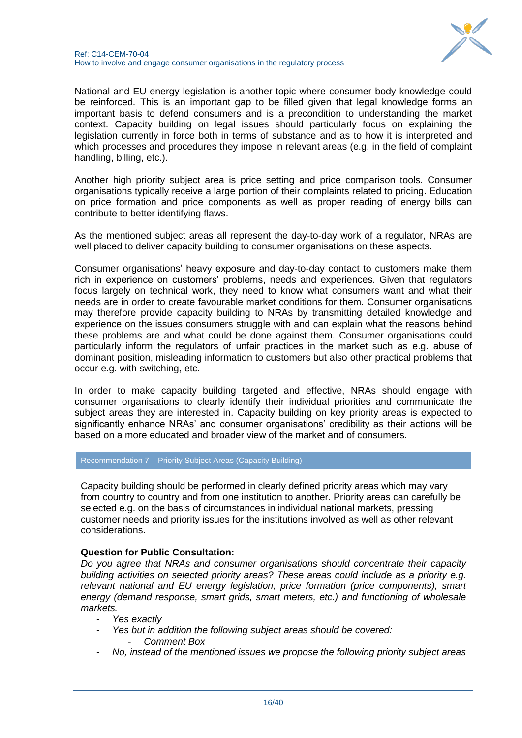National and EU energy legislation is another topic where consumer body knowledge could be reinforced. This is an important gap to be filled given that legal knowledge forms an important basis to defend consumers and is a precondition to understanding the market context. Capacity building on legal issues should particularly focus on explaining the legislation currently in force both in terms of substance and as to how it is interpreted and which processes and procedures they impose in relevant areas (e.g. in the field of complaint handling, billing, etc.).

Another high priority subject area is price setting and price comparison tools. Consumer organisations typically receive a large portion of their complaints related to pricing. Education on price formation and price components as well as proper reading of energy bills can contribute to better identifying flaws.

As the mentioned subject areas all represent the day-to-day work of a regulator, NRAs are well placed to deliver capacity building to consumer organisations on these aspects.

Consumer organisations' heavy exposure and day-to-day contact to customers make them rich in experience on customers' problems, needs and experiences. Given that regulators focus largely on technical work, they need to know what consumers want and what their needs are in order to create favourable market conditions for them. Consumer organisations may therefore provide capacity building to NRAs by transmitting detailed knowledge and experience on the issues consumers struggle with and can explain what the reasons behind these problems are and what could be done against them. Consumer organisations could particularly inform the regulators of unfair practices in the market such as e.g. abuse of dominant position, misleading information to customers but also other practical problems that occur e.g. with switching, etc.

In order to make capacity building targeted and effective, NRAs should engage with consumer organisations to clearly identify their individual priorities and communicate the subject areas they are interested in. Capacity building on key priority areas is expected to significantly enhance NRAs' and consumer organisations' credibility as their actions will be based on a more educated and broader view of the market and of consumers.

**Recommendation 7 – Priority Subject Areas (Capacity Building)**

Capacity building should be performed in clearly defined priority areas which may vary from country to country and from one institution to another. Priority areas can carefully be selected e.g. on the basis of circumstances in individual national markets, pressing customer needs and priority issues for the institutions involved as well as other relevant considerations.

**Question for Public Consultation:**

*Do you agree that NRAs and consumer organisations should concentrate their capacity building activities on selected priority areas? These areas could include as a priority e.g. relevant national and EU energy legislation, price formation (price components), smart energy (demand response, smart grids, smart meters, etc.) and functioning of wholesale markets.*

- *Yes exactly*
- *Yes but in addition the following subject areas should be covered:*
  - *Comment Box*
- *No, instead of the mentioned issues we propose the following priority subject areas*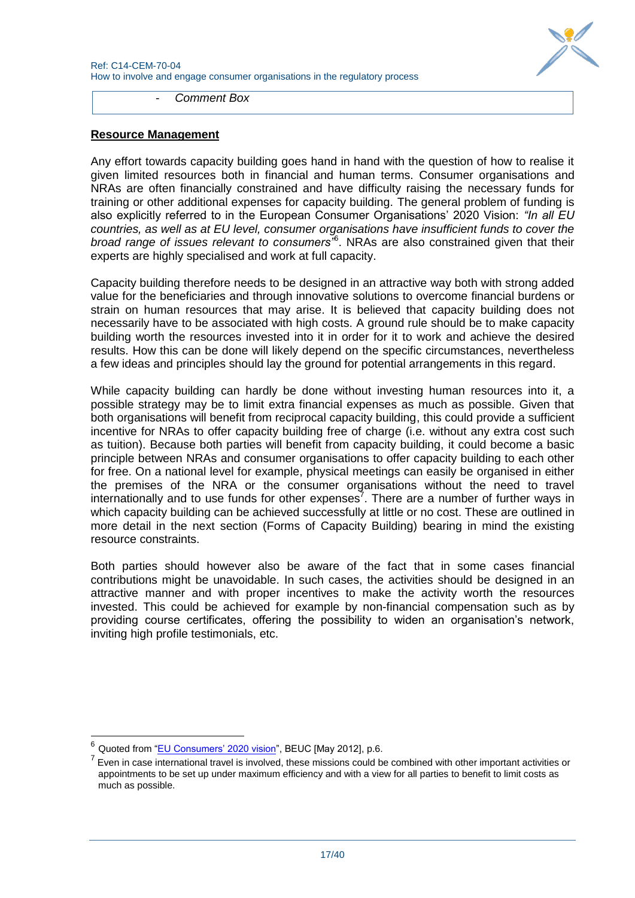- *Comment Box*

**Resource Management**

Any effort towards capacity building goes hand in hand with the question of how to realise it given limited resources both in financial and human terms. Consumer organisations and NRAs are often financially constrained and have difficulty raising the necessary funds for training or other additional expenses for capacity building. The general problem of funding is also explicitly referred to in the European Consumer Organisations' 2020 Vision: *"In all EU countries, as well as at EU level, consumer organisations have insufficient funds to cover the broad range of issues relevant to consumers"*[6]. NRAs are also constrained given that their experts are highly specialised and work at full capacity.

Capacity building therefore needs to be designed in an attractive way both with strong added value for the beneficiaries and through innovative solutions to overcome financial burdens or strain on human resources that may arise. It is believed that capacity building does not necessarily have to be associated with high costs. A ground rule should be to make capacity building worth the resources invested into it in order for it to work and achieve the desired results. How this can be done will likely depend on the specific circumstances, nevertheless a few ideas and principles should lay the ground for potential arrangements in this regard.

While capacity building can hardly be done without investing human resources into it, a possible strategy may be to limit extra financial expenses as much as possible. Given that both organisations will benefit from reciprocal capacity building, this could provide a sufficient incentive for NRAs to offer capacity building free of charge (i.e. without any extra cost such as tuition). Because both parties will benefit from capacity building, it could become a basic principle between NRAs and consumer organisations to offer capacity building to each other for free. On a national level for example, physical meetings can easily be organised in either the premises of the NRA or the consumer organisations without the need to travel internationally and to use funds for other expenses[7]. There are a number of further ways in which capacity building can be achieved successfully at little or no cost. These are outlined in more detail in the next section (Forms of Capacity Building) bearing in mind the existing resource constraints.

Both parties should however also be aware of the fact that in some cases financial contributions might be unavoidable. In such cases, the activities should be designed in an attractive manner and with proper incentives to make the activity worth the resources invested. This could be achieved for example by non-financial compensation such as by providing course certificates, offering the possibility to widen an organisation's network, inviting high profile testimonials, etc.

---

[6] Quoted from "EU Consumers' 2020 vision", BEUC [May 2012], p.6.

[7] Even in case international travel is involved, these missions could be combined with other important activities or appointments to be set up under maximum efficiency and with a view for all parties to benefit to limit costs as much as possible.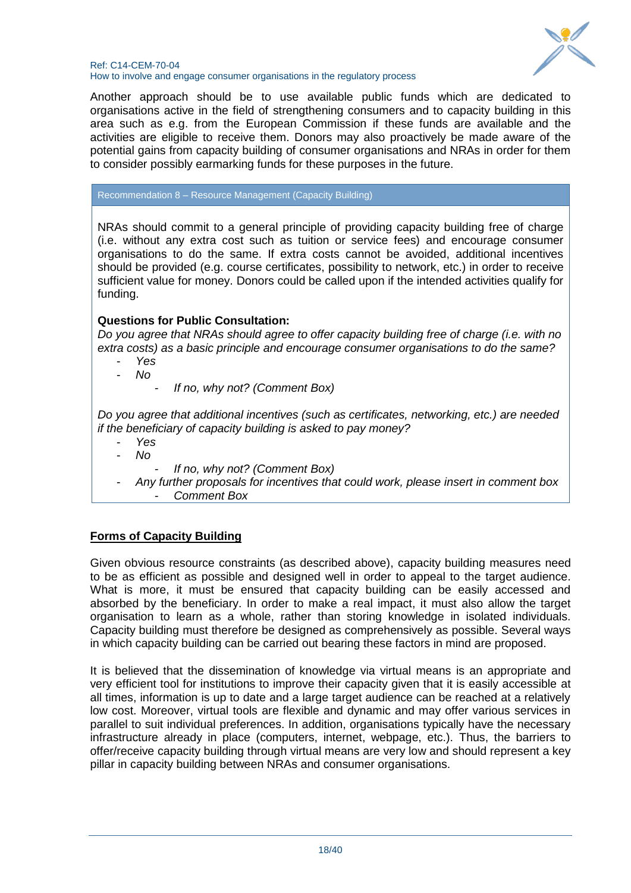Another approach should be to use available public funds which are dedicated to organisations active in the field of strengthening consumers and to capacity building in this area such as e.g. from the European Commission if these funds are available and the activities are eligible to receive them. Donors may also proactively be made aware of the potential gains from capacity building of consumer organisations and NRAs in order for them to consider possibly earmarking funds for these purposes in the future.

> **Recommendation 8 – Resource Management (Capacity Building)**
>
> NRAs should commit to a general principle of providing capacity building free of charge (i.e. without any extra cost such as tuition or service fees) and encourage consumer organisations to do the same. If extra costs cannot be avoided, additional incentives should be provided (e.g. course certificates, possibility to network, etc.) in order to receive sufficient value for money. Donors could be called upon if the intended activities qualify for funding.
>
> **Questions for Public Consultation:**
>
> *Do you agree that NRAs should agree to offer capacity building free of charge (i.e. with no extra costs) as a basic principle and encourage consumer organisations to do the same?*
>
> - *Yes*
> - *No*
>     - *If no, why not? (Comment Box)*
>
> *Do you agree that additional incentives (such as certificates, networking, etc.) are needed if the beneficiary of capacity building is asked to pay money?*
>
> - *Yes*
> - *No*
>     - *If no, why not? (Comment Box)*
> - *Any further proposals for incentives that could work, please insert in comment box*
>     - *Comment Box*

## Forms of Capacity Building

Given obvious resource constraints (as described above), capacity building measures need to be as efficient as possible and designed well in order to appeal to the target audience. What is more, it must be ensured that capacity building can be easily accessed and absorbed by the beneficiary. In order to make a real impact, it must also allow the target organisation to learn as a whole, rather than storing knowledge in isolated individuals. Capacity building must therefore be designed as comprehensively as possible. Several ways in which capacity building can be carried out bearing these factors in mind are proposed.

It is believed that the dissemination of knowledge via virtual means is an appropriate and very efficient tool for institutions to improve their capacity given that it is easily accessible at all times, information is up to date and a large target audience can be reached at a relatively low cost. Moreover, virtual tools are flexible and dynamic and may offer various services in parallel to suit individual preferences. In addition, organisations typically have the necessary infrastructure already in place (computers, internet, webpage, etc.). Thus, the barriers to offer/receive capacity building through virtual means are very low and should represent a key pillar in capacity building between NRAs and consumer organisations.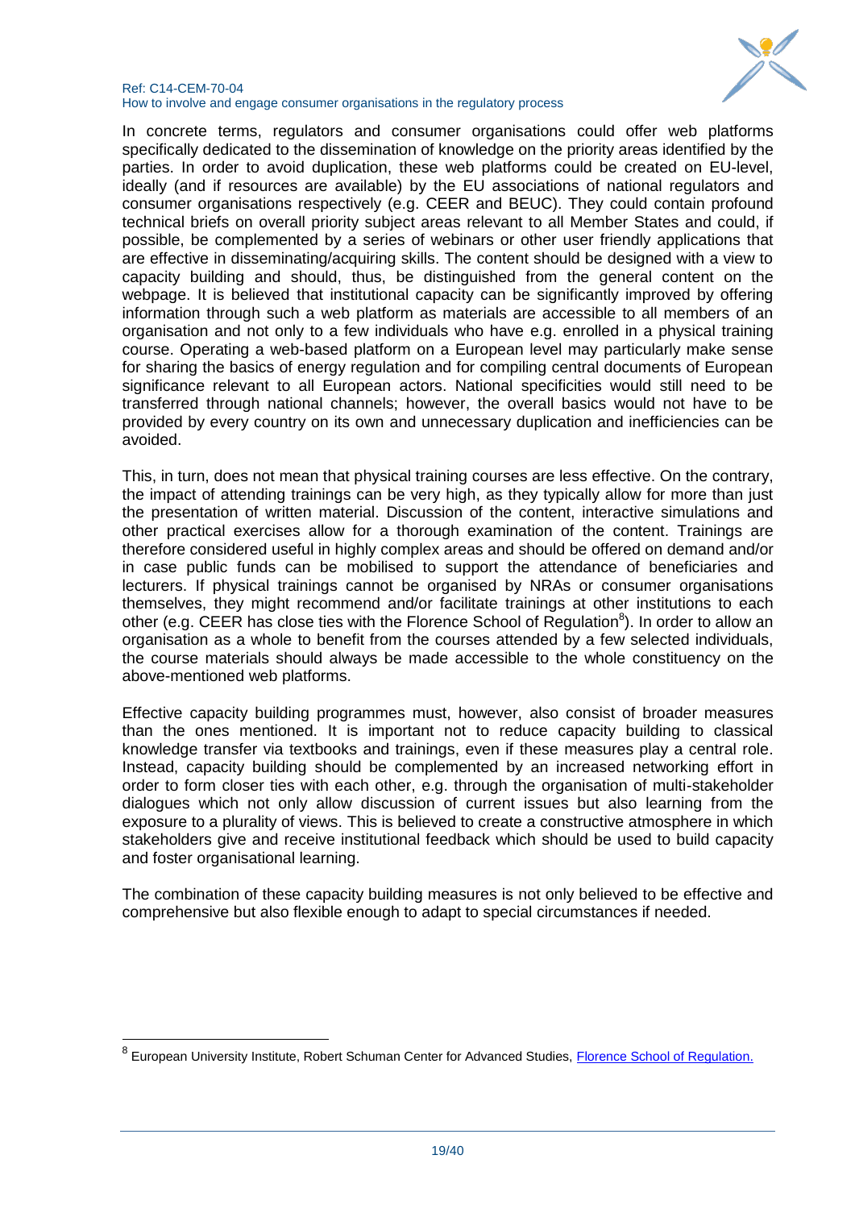In concrete terms, regulators and consumer organisations could offer web platforms specifically dedicated to the dissemination of knowledge on the priority areas identified by the parties. In order to avoid duplication, these web platforms could be created on EU-level, ideally (and if resources are available) by the EU associations of national regulators and consumer organisations respectively (e.g. CEER and BEUC). They could contain profound technical briefs on overall priority subject areas relevant to all Member States and could, if possible, be complemented by a series of webinars or other user friendly applications that are effective in disseminating/acquiring skills. The content should be designed with a view to capacity building and should, thus, be distinguished from the general content on the webpage. It is believed that institutional capacity can be significantly improved by offering information through such a web platform as materials are accessible to all members of an organisation and not only to a few individuals who have e.g. enrolled in a physical training course. Operating a web-based platform on a European level may particularly make sense for sharing the basics of energy regulation and for compiling central documents of European significance relevant to all European actors. National specificities would still need to be transferred through national channels; however, the overall basics would not have to be provided by every country on its own and unnecessary duplication and inefficiencies can be avoided.

This, in turn, does not mean that physical training courses are less effective. On the contrary, the impact of attending trainings can be very high, as they typically allow for more than just the presentation of written material. Discussion of the content, interactive simulations and other practical exercises allow for a thorough examination of the content. Trainings are therefore considered useful in highly complex areas and should be offered on demand and/or in case public funds can be mobilised to support the attendance of beneficiaries and lecturers. If physical trainings cannot be organised by NRAs or consumer organisations themselves, they might recommend and/or facilitate trainings at other institutions to each other (e.g. CEER has close ties with the Florence School of Regulation[8]). In order to allow an organisation as a whole to benefit from the courses attended by a few selected individuals, the course materials should always be made accessible to the whole constituency on the above-mentioned web platforms.

Effective capacity building programmes must, however, also consist of broader measures than the ones mentioned. It is important not to reduce capacity building to classical knowledge transfer via textbooks and trainings, even if these measures play a central role. Instead, capacity building should be complemented by an increased networking effort in order to form closer ties with each other, e.g. through the organisation of multi-stakeholder dialogues which not only allow discussion of current issues but also learning from the exposure to a plurality of views. This is believed to create a constructive atmosphere in which stakeholders give and receive institutional feedback which should be used to build capacity and foster organisational learning.

The combination of these capacity building measures is not only believed to be effective and comprehensive but also flexible enough to adapt to special circumstances if needed.

---

[8] European University Institute, Robert Schuman Center for Advanced Studies, [Florence School of Regulation.]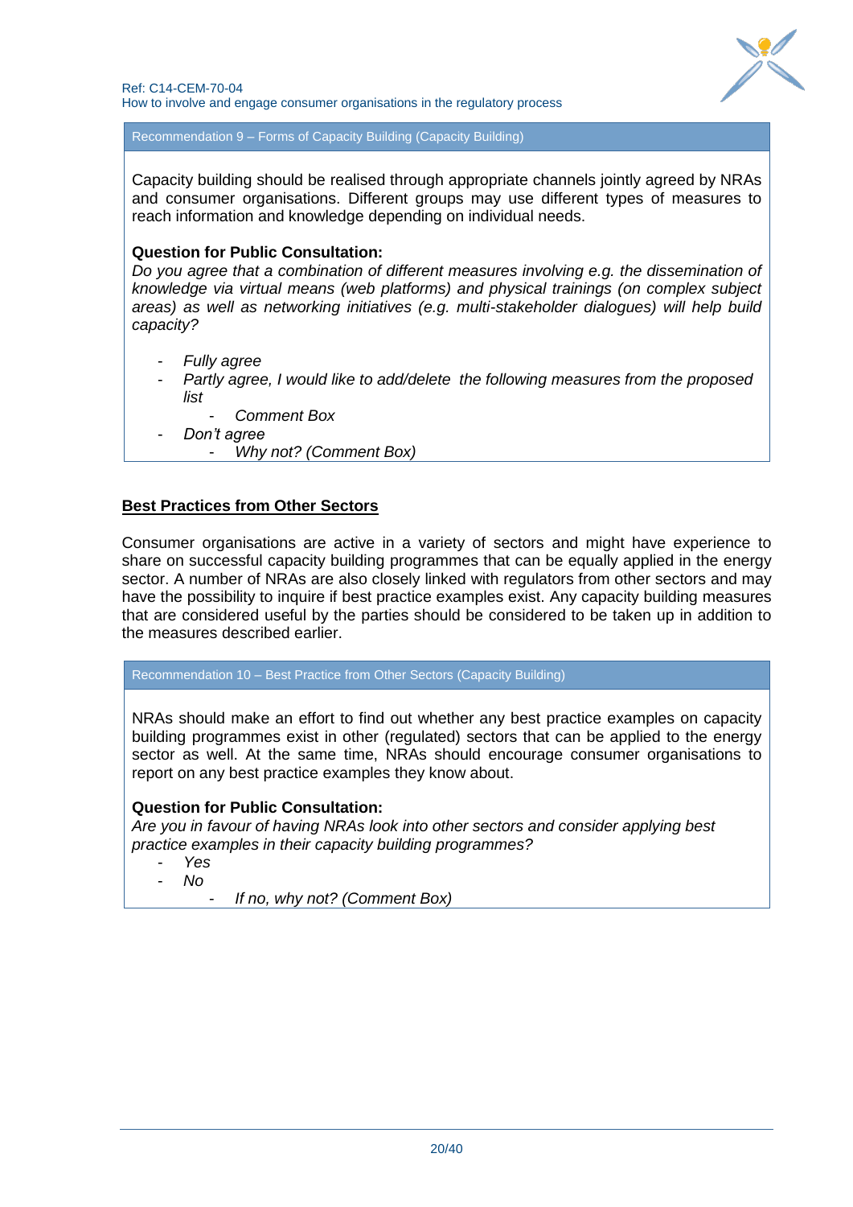**Recommendation 9 – Forms of Capacity Building (Capacity Building)**

Capacity building should be realised through appropriate channels jointly agreed by NRAs and consumer organisations. Different groups may use different types of measures to reach information and knowledge depending on individual needs.

**Question for Public Consultation:**

*Do you agree that a combination of different measures involving e.g. the dissemination of knowledge via virtual means (web platforms) and physical trainings (on complex subject areas) as well as networking initiatives (e.g. multi-stakeholder dialogues) will help build capacity?*

- *Fully agree*
- *Partly agree, I would like to add/delete the following measures from the proposed list*
  - *Comment Box*
- *Don't agree*
  - *Why not? (Comment Box)*

## Best Practices from Other Sectors

Consumer organisations are active in a variety of sectors and might have experience to share on successful capacity building programmes that can be equally applied in the energy sector. A number of NRAs are also closely linked with regulators from other sectors and may have the possibility to inquire if best practice examples exist. Any capacity building measures that are considered useful by the parties should be considered to be taken up in addition to the measures described earlier.

**Recommendation 10 – Best Practice from Other Sectors (Capacity Building)**

NRAs should make an effort to find out whether any best practice examples on capacity building programmes exist in other (regulated) sectors that can be applied to the energy sector as well. At the same time, NRAs should encourage consumer organisations to report on any best practice examples they know about.

**Question for Public Consultation:**

*Are you in favour of having NRAs look into other sectors and consider applying best practice examples in their capacity building programmes?*

- *Yes*
- *No*
  - *If no, why not? (Comment Box)*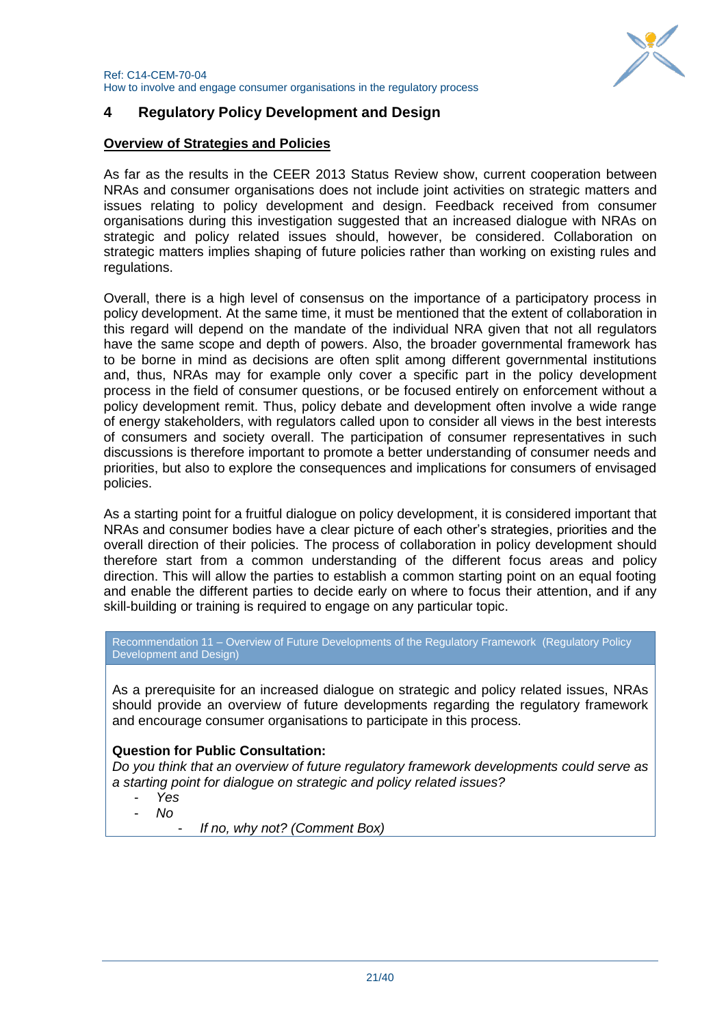# 4 Regulatory Policy Development and Design

**Overview of Strategies and Policies**

As far as the results in the CEER 2013 Status Review show, current cooperation between NRAs and consumer organisations does not include joint activities on strategic matters and issues relating to policy development and design. Feedback received from consumer organisations during this investigation suggested that an increased dialogue with NRAs on strategic and policy related issues should, however, be considered. Collaboration on strategic matters implies shaping of future policies rather than working on existing rules and regulations.

Overall, there is a high level of consensus on the importance of a participatory process in policy development. At the same time, it must be mentioned that the extent of collaboration in this regard will depend on the mandate of the individual NRA given that not all regulators have the same scope and depth of powers. Also, the broader governmental framework has to be borne in mind as decisions are often split among different governmental institutions and, thus, NRAs may for example only cover a specific part in the policy development process in the field of consumer questions, or be focused entirely on enforcement without a policy development remit. Thus, policy debate and development often involve a wide range of energy stakeholders, with regulators called upon to consider all views in the best interests of consumers and society overall. The participation of consumer representatives in such discussions is therefore important to promote a better understanding of consumer needs and priorities, but also to explore the consequences and implications for consumers of envisaged policies.

As a starting point for a fruitful dialogue on policy development, it is considered important that NRAs and consumer bodies have a clear picture of each other's strategies, priorities and the overall direction of their policies. The process of collaboration in policy development should therefore start from a common understanding of the different focus areas and policy direction. This will allow the parties to establish a common starting point on an equal footing and enable the different parties to decide early on where to focus their attention, and if any skill-building or training is required to engage on any particular topic.

> Recommendation 11 – Overview of Future Developments of the Regulatory Framework (Regulatory Policy Development and Design)
>
> As a prerequisite for an increased dialogue on strategic and policy related issues, NRAs should provide an overview of future developments regarding the regulatory framework and encourage consumer organisations to participate in this process.
>
> **Question for Public Consultation:**
>
> *Do you think that an overview of future regulatory framework developments could serve as a starting point for dialogue on strategic and policy related issues?*
>
> - *Yes*
> - *No*
>     - *If no, why not? (Comment Box)*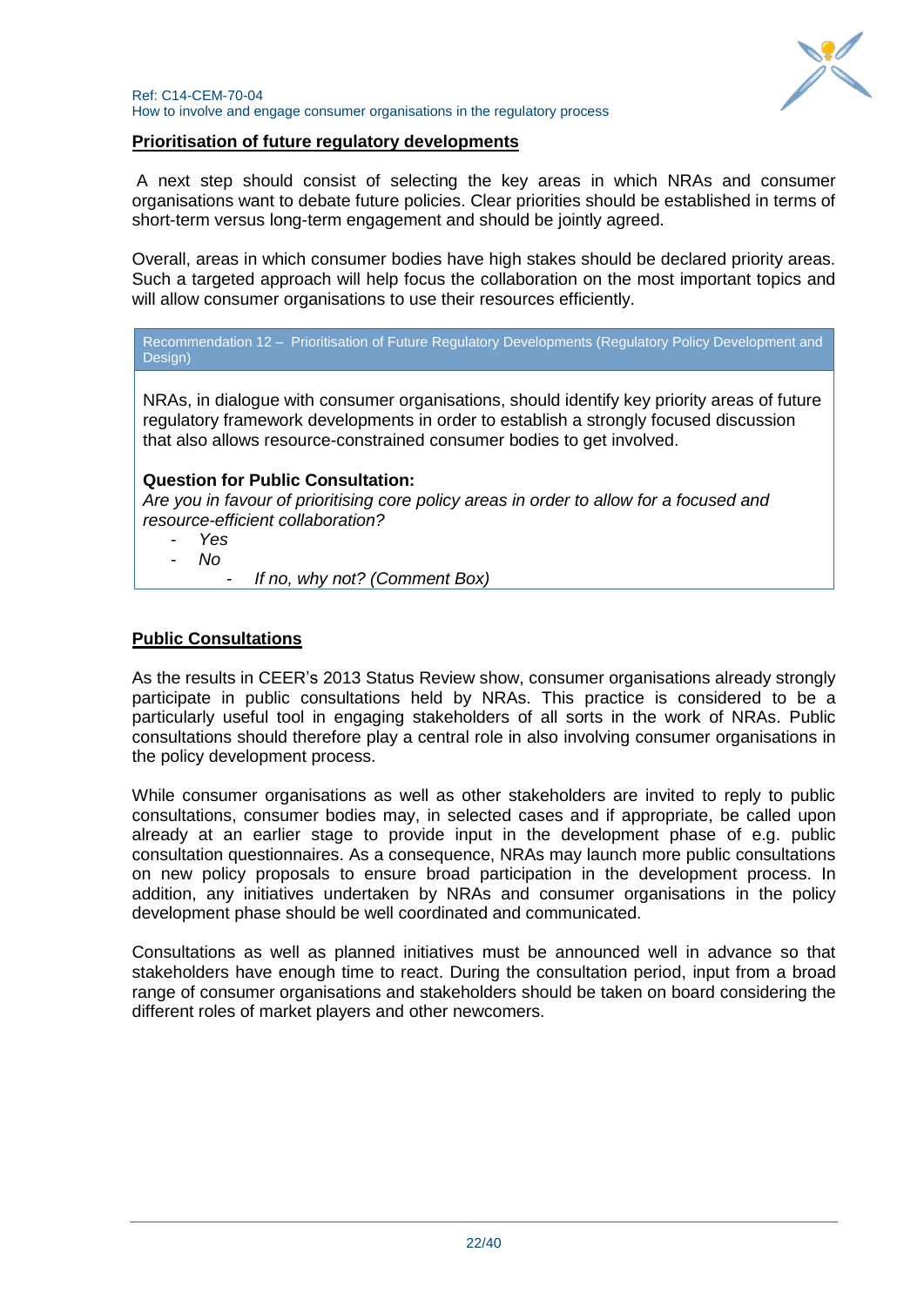## Prioritisation of future regulatory developments

A next step should consist of selecting the key areas in which NRAs and consumer organisations want to debate future policies. Clear priorities should be established in terms of short-term versus long-term engagement and should be jointly agreed.

Overall, areas in which consumer bodies have high stakes should be declared priority areas. Such a targeted approach will help focus the collaboration on the most important topics and will allow consumer organisations to use their resources efficiently.

> Recommendation 12 – Prioritisation of Future Regulatory Developments (Regulatory Policy Development and Design)
>
> NRAs, in dialogue with consumer organisations, should identify key priority areas of future regulatory framework developments in order to establish a strongly focused discussion that also allows resource-constrained consumer bodies to get involved.
>
> **Question for Public Consultation:**
> *Are you in favour of prioritising core policy areas in order to allow for a focused and resource-efficient collaboration?*
>
> - *Yes*
> - *No*
>     - *If no, why not? (Comment Box)*

## Public Consultations

As the results in CEER's 2013 Status Review show, consumer organisations already strongly participate in public consultations held by NRAs. This practice is considered to be a particularly useful tool in engaging stakeholders of all sorts in the work of NRAs. Public consultations should therefore play a central role in also involving consumer organisations in the policy development process.

While consumer organisations as well as other stakeholders are invited to reply to public consultations, consumer bodies may, in selected cases and if appropriate, be called upon already at an earlier stage to provide input in the development phase of e.g. public consultation questionnaires. As a consequence, NRAs may launch more public consultations on new policy proposals to ensure broad participation in the development process. In addition, any initiatives undertaken by NRAs and consumer organisations in the policy development phase should be well coordinated and communicated.

Consultations as well as planned initiatives must be announced well in advance so that stakeholders have enough time to react. During the consultation period, input from a broad range of consumer organisations and stakeholders should be taken on board considering the different roles of market players and other newcomers.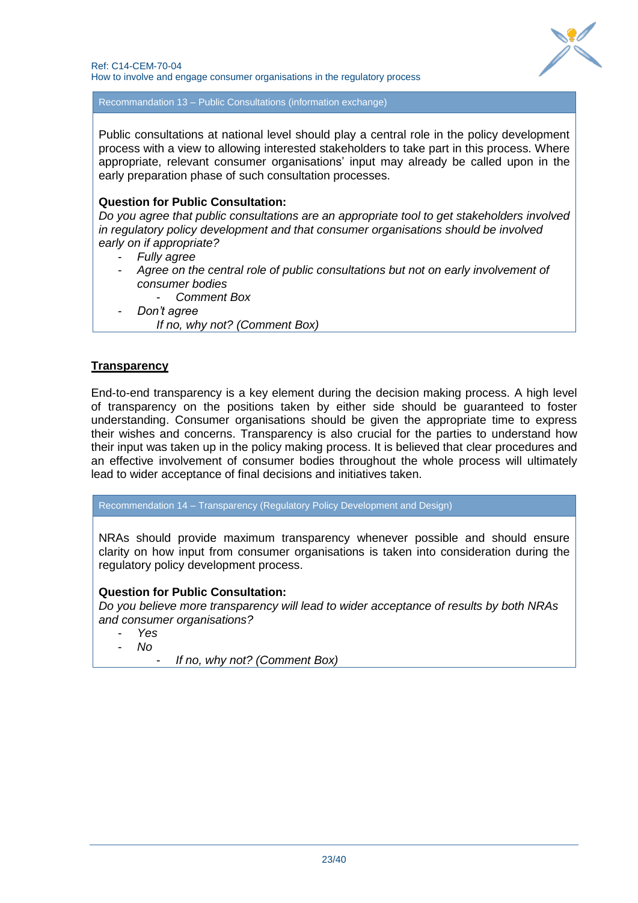**Recommandation 13 – Public Consultations (information exchange)**

Public consultations at national level should play a central role in the policy development process with a view to allowing interested stakeholders to take part in this process. Where appropriate, relevant consumer organisations' input may already be called upon in the early preparation phase of such consultation processes.

**Question for Public Consultation:**

*Do you agree that public consultations are an appropriate tool to get stakeholders involved in regulatory policy development and that consumer organisations should be involved early on if appropriate?*

- *Fully agree*
- *Agree on the central role of public consultations but not on early involvement of consumer bodies*
  - *Comment Box*
- *Don't agree*

  *If no, why not? (Comment Box)*

## Transparency

End-to-end transparency is a key element during the decision making process. A high level of transparency on the positions taken by either side should be guaranteed to foster understanding. Consumer organisations should be given the appropriate time to express their wishes and concerns. Transparency is also crucial for the parties to understand how their input was taken up in the policy making process. It is believed that clear procedures and an effective involvement of consumer bodies throughout the whole process will ultimately lead to wider acceptance of final decisions and initiatives taken.

**Recommendation 14 – Transparency (Regulatory Policy Development and Design)**

NRAs should provide maximum transparency whenever possible and should ensure clarity on how input from consumer organisations is taken into consideration during the regulatory policy development process.

**Question for Public Consultation:**

*Do you believe more transparency will lead to wider acceptance of results by both NRAs and consumer organisations?*

- *Yes*
- *No*
  - *If no, why not? (Comment Box)*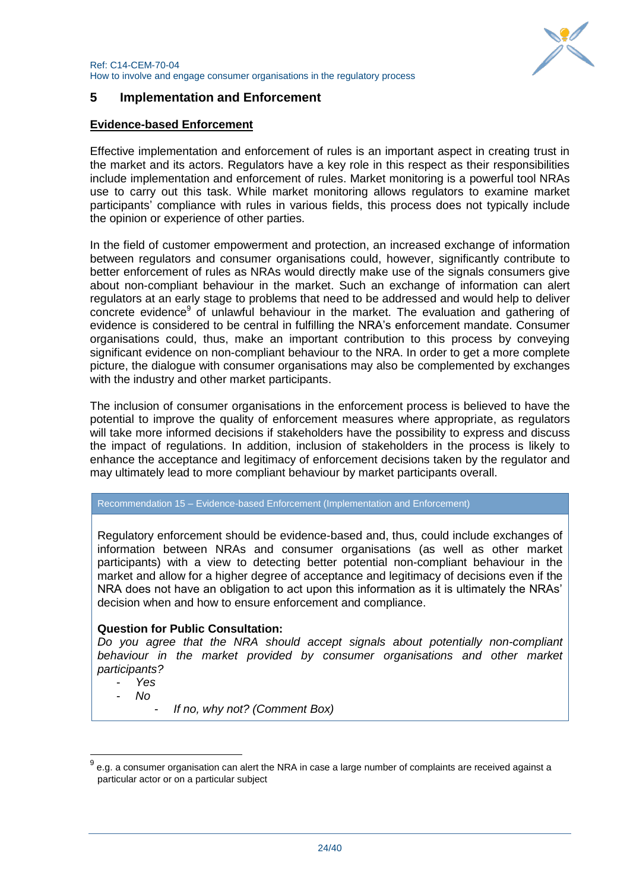## 5 Implementation and Enforcement

**Evidence-based Enforcement**

Effective implementation and enforcement of rules is an important aspect in creating trust in the market and its actors. Regulators have a key role in this respect as their responsibilities include implementation and enforcement of rules. Market monitoring is a powerful tool NRAs use to carry out this task. While market monitoring allows regulators to examine market participants' compliance with rules in various fields, this process does not typically include the opinion or experience of other parties.

In the field of customer empowerment and protection, an increased exchange of information between regulators and consumer organisations could, however, significantly contribute to better enforcement of rules as NRAs would directly make use of the signals consumers give about non-compliant behaviour in the market. Such an exchange of information can alert regulators at an early stage to problems that need to be addressed and would help to deliver concrete evidence[9] of unlawful behaviour in the market. The evaluation and gathering of evidence is considered to be central in fulfilling the NRA's enforcement mandate. Consumer organisations could, thus, make an important contribution to this process by conveying significant evidence on non-compliant behaviour to the NRA. In order to get a more complete picture, the dialogue with consumer organisations may also be complemented by exchanges with the industry and other market participants.

The inclusion of consumer organisations in the enforcement process is believed to have the potential to improve the quality of enforcement measures where appropriate, as regulators will take more informed decisions if stakeholders have the possibility to express and discuss the impact of regulations. In addition, inclusion of stakeholders in the process is likely to enhance the acceptance and legitimacy of enforcement decisions taken by the regulator and may ultimately lead to more compliant behaviour by market participants overall.

Recommendation 15 – Evidence-based Enforcement (Implementation and Enforcement)

Regulatory enforcement should be evidence-based and, thus, could include exchanges of information between NRAs and consumer organisations (as well as other market participants) with a view to detecting better potential non-compliant behaviour in the market and allow for a higher degree of acceptance and legitimacy of decisions even if the NRA does not have an obligation to act upon this information as it is ultimately the NRAs' decision when and how to ensure enforcement and compliance.

**Question for Public Consultation:**

*Do you agree that the NRA should accept signals about potentially non-compliant behaviour in the market provided by consumer organisations and other market participants?*

- *Yes*
- *No*
  - *If no, why not? (Comment Box)*

[9] e.g. a consumer organisation can alert the NRA in case a large number of complaints are received against a particular actor or on a particular subject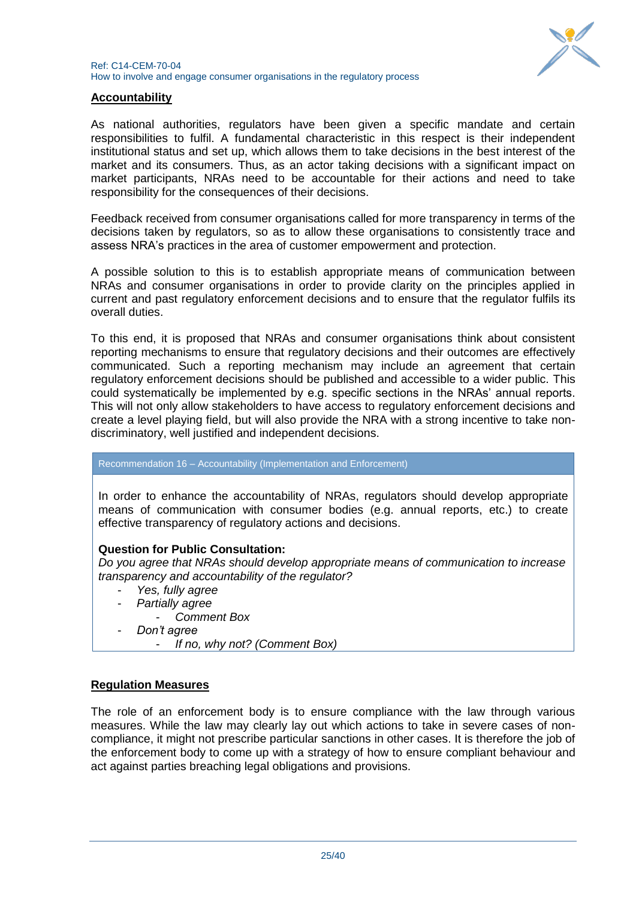## Accountability

As national authorities, regulators have been given a specific mandate and certain responsibilities to fulfil. A fundamental characteristic in this respect is their independent institutional status and set up, which allows them to take decisions in the best interest of the market and its consumers. Thus, as an actor taking decisions with a significant impact on market participants, NRAs need to be accountable for their actions and need to take responsibility for the consequences of their decisions.

Feedback received from consumer organisations called for more transparency in terms of the decisions taken by regulators, so as to allow these organisations to consistently trace and assess NRA's practices in the area of customer empowerment and protection.

A possible solution to this is to establish appropriate means of communication between NRAs and consumer organisations in order to provide clarity on the principles applied in current and past regulatory enforcement decisions and to ensure that the regulator fulfils its overall duties.

To this end, it is proposed that NRAs and consumer organisations think about consistent reporting mechanisms to ensure that regulatory decisions and their outcomes are effectively communicated. Such a reporting mechanism may include an agreement that certain regulatory enforcement decisions should be published and accessible to a wider public. This could systematically be implemented by e.g. specific sections in the NRAs' annual reports. This will not only allow stakeholders to have access to regulatory enforcement decisions and create a level playing field, but will also provide the NRA with a strong incentive to take non-discriminatory, well justified and independent decisions.

**Recommendation 16 – Accountability (Implementation and Enforcement)**

In order to enhance the accountability of NRAs, regulators should develop appropriate means of communication with consumer bodies (e.g. annual reports, etc.) to create effective transparency of regulatory actions and decisions.

**Question for Public Consultation:**
*Do you agree that NRAs should develop appropriate means of communication to increase transparency and accountability of the regulator?*

- *Yes, fully agree*
- *Partially agree*
  - *Comment Box*
- *Don't agree*
  - *If no, why not? (Comment Box)*

## Regulation Measures

The role of an enforcement body is to ensure compliance with the law through various measures. While the law may clearly lay out which actions to take in severe cases of non-compliance, it might not prescribe particular sanctions in other cases. It is therefore the job of the enforcement body to come up with a strategy of how to ensure compliant behaviour and act against parties breaching legal obligations and provisions.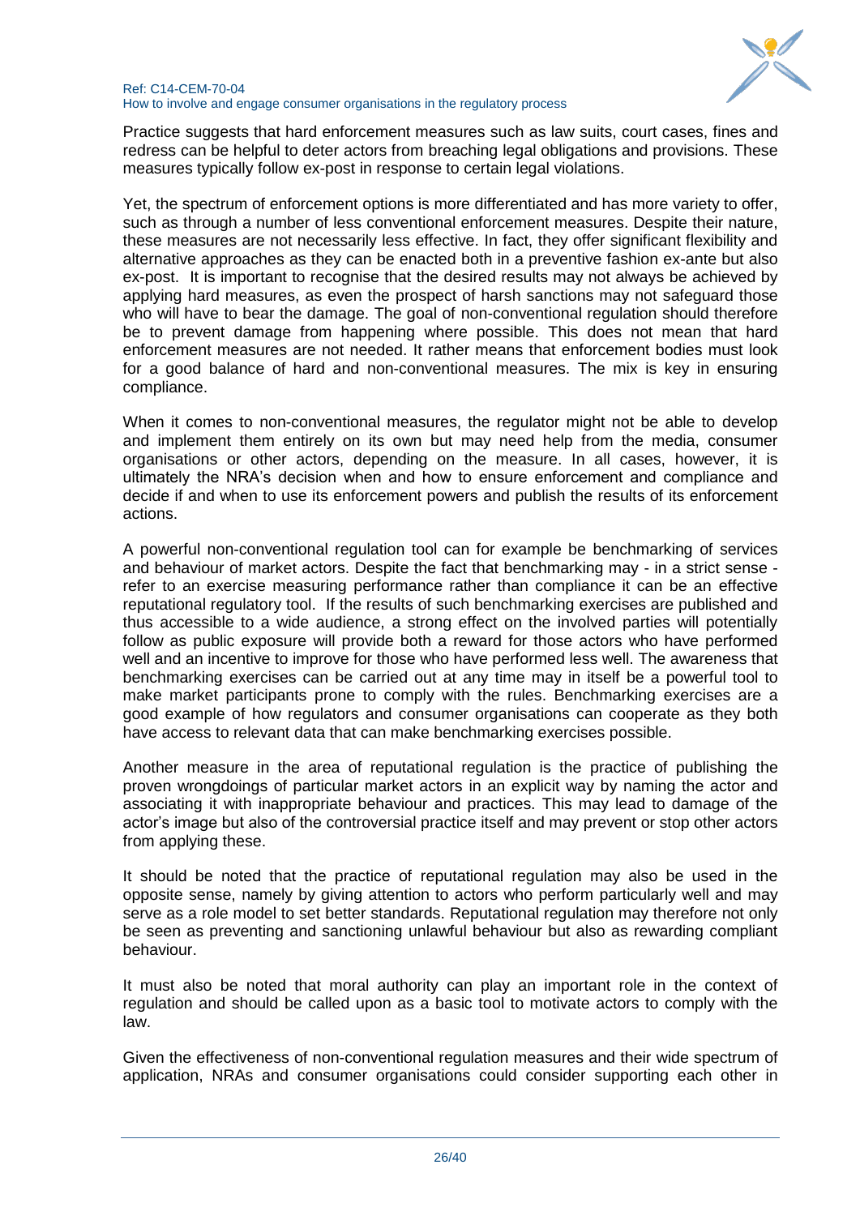Practice suggests that hard enforcement measures such as law suits, court cases, fines and redress can be helpful to deter actors from breaching legal obligations and provisions. These measures typically follow ex-post in response to certain legal violations.

Yet, the spectrum of enforcement options is more differentiated and has more variety to offer, such as through a number of less conventional enforcement measures. Despite their nature, these measures are not necessarily less effective. In fact, they offer significant flexibility and alternative approaches as they can be enacted both in a preventive fashion ex-ante but also ex-post. It is important to recognise that the desired results may not always be achieved by applying hard measures, as even the prospect of harsh sanctions may not safeguard those who will have to bear the damage. The goal of non-conventional regulation should therefore be to prevent damage from happening where possible. This does not mean that hard enforcement measures are not needed. It rather means that enforcement bodies must look for a good balance of hard and non-conventional measures. The mix is key in ensuring compliance.

When it comes to non-conventional measures, the regulator might not be able to develop and implement them entirely on its own but may need help from the media, consumer organisations or other actors, depending on the measure. In all cases, however, it is ultimately the NRA's decision when and how to ensure enforcement and compliance and decide if and when to use its enforcement powers and publish the results of its enforcement actions.

A powerful non-conventional regulation tool can for example be benchmarking of services and behaviour of market actors. Despite the fact that benchmarking may - in a strict sense - refer to an exercise measuring performance rather than compliance it can be an effective reputational regulatory tool. If the results of such benchmarking exercises are published and thus accessible to a wide audience, a strong effect on the involved parties will potentially follow as public exposure will provide both a reward for those actors who have performed well and an incentive to improve for those who have performed less well. The awareness that benchmarking exercises can be carried out at any time may in itself be a powerful tool to make market participants prone to comply with the rules. Benchmarking exercises are a good example of how regulators and consumer organisations can cooperate as they both have access to relevant data that can make benchmarking exercises possible.

Another measure in the area of reputational regulation is the practice of publishing the proven wrongdoings of particular market actors in an explicit way by naming the actor and associating it with inappropriate behaviour and practices. This may lead to damage of the actor's image but also of the controversial practice itself and may prevent or stop other actors from applying these.

It should be noted that the practice of reputational regulation may also be used in the opposite sense, namely by giving attention to actors who perform particularly well and may serve as a role model to set better standards. Reputational regulation may therefore not only be seen as preventing and sanctioning unlawful behaviour but also as rewarding compliant behaviour.

It must also be noted that moral authority can play an important role in the context of regulation and should be called upon as a basic tool to motivate actors to comply with the law.

Given the effectiveness of non-conventional regulation measures and their wide spectrum of application, NRAs and consumer organisations could consider supporting each other in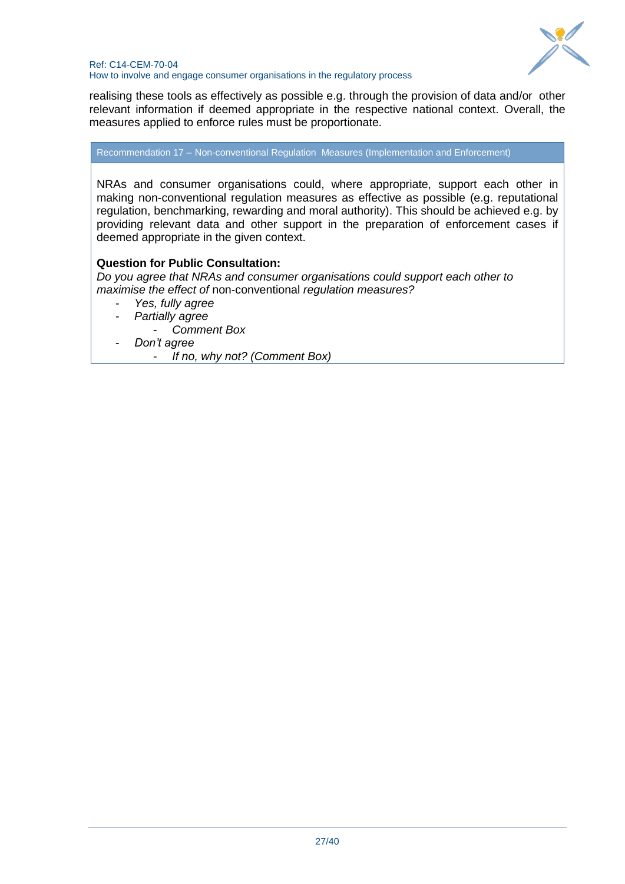realising these tools as effectively as possible e.g. through the provision of data and/or other relevant information if deemed appropriate in the respective national context. Overall, the measures applied to enforce rules must be proportionate.

**Recommendation 17 – Non-conventional Regulation Measures (Implementation and Enforcement)**

NRAs and consumer organisations could, where appropriate, support each other in making non-conventional regulation measures as effective as possible (e.g. reputational regulation, benchmarking, rewarding and moral authority). This should be achieved e.g. by providing relevant data and other support in the preparation of enforcement cases if deemed appropriate in the given context.

**Question for Public Consultation:**

*Do you agree that NRAs and consumer organisations could support each other to maximise the effect of* non-conventional *regulation measures?*

- *Yes, fully agree*
- *Partially agree*
    - *Comment Box*
- *Don't agree*
    - *If no, why not? (Comment Box)*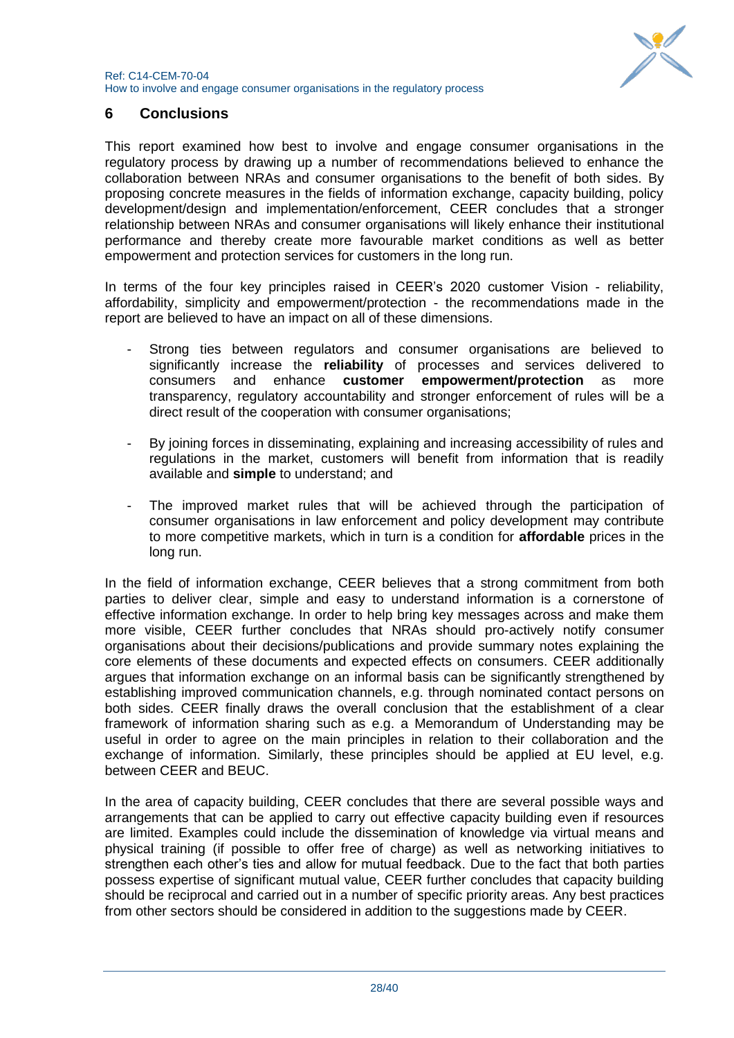## 6 Conclusions

This report examined how best to involve and engage consumer organisations in the regulatory process by drawing up a number of recommendations believed to enhance the collaboration between NRAs and consumer organisations to the benefit of both sides. By proposing concrete measures in the fields of information exchange, capacity building, policy development/design and implementation/enforcement, CEER concludes that a stronger relationship between NRAs and consumer organisations will likely enhance their institutional performance and thereby create more favourable market conditions as well as better empowerment and protection services for customers in the long run.

In terms of the four key principles raised in CEER's 2020 customer Vision - reliability, affordability, simplicity and empowerment/protection - the recommendations made in the report are believed to have an impact on all of these dimensions.

- Strong ties between regulators and consumer organisations are believed to significantly increase the **reliability** of processes and services delivered to consumers and enhance **customer empowerment/protection** as more transparency, regulatory accountability and stronger enforcement of rules will be a direct result of the cooperation with consumer organisations;
- By joining forces in disseminating, explaining and increasing accessibility of rules and regulations in the market, customers will benefit from information that is readily available and **simple** to understand; and
- The improved market rules that will be achieved through the participation of consumer organisations in law enforcement and policy development may contribute to more competitive markets, which in turn is a condition for **affordable** prices in the long run.

In the field of information exchange, CEER believes that a strong commitment from both parties to deliver clear, simple and easy to understand information is a cornerstone of effective information exchange. In order to help bring key messages across and make them more visible, CEER further concludes that NRAs should pro-actively notify consumer organisations about their decisions/publications and provide summary notes explaining the core elements of these documents and expected effects on consumers. CEER additionally argues that information exchange on an informal basis can be significantly strengthened by establishing improved communication channels, e.g. through nominated contact persons on both sides. CEER finally draws the overall conclusion that the establishment of a clear framework of information sharing such as e.g. a Memorandum of Understanding may be useful in order to agree on the main principles in relation to their collaboration and the exchange of information. Similarly, these principles should be applied at EU level, e.g. between CEER and BEUC.

In the area of capacity building, CEER concludes that there are several possible ways and arrangements that can be applied to carry out effective capacity building even if resources are limited. Examples could include the dissemination of knowledge via virtual means and physical training (if possible to offer free of charge) as well as networking initiatives to strengthen each other's ties and allow for mutual feedback. Due to the fact that both parties possess expertise of significant mutual value, CEER further concludes that capacity building should be reciprocal and carried out in a number of specific priority areas. Any best practices from other sectors should be considered in addition to the suggestions made by CEER.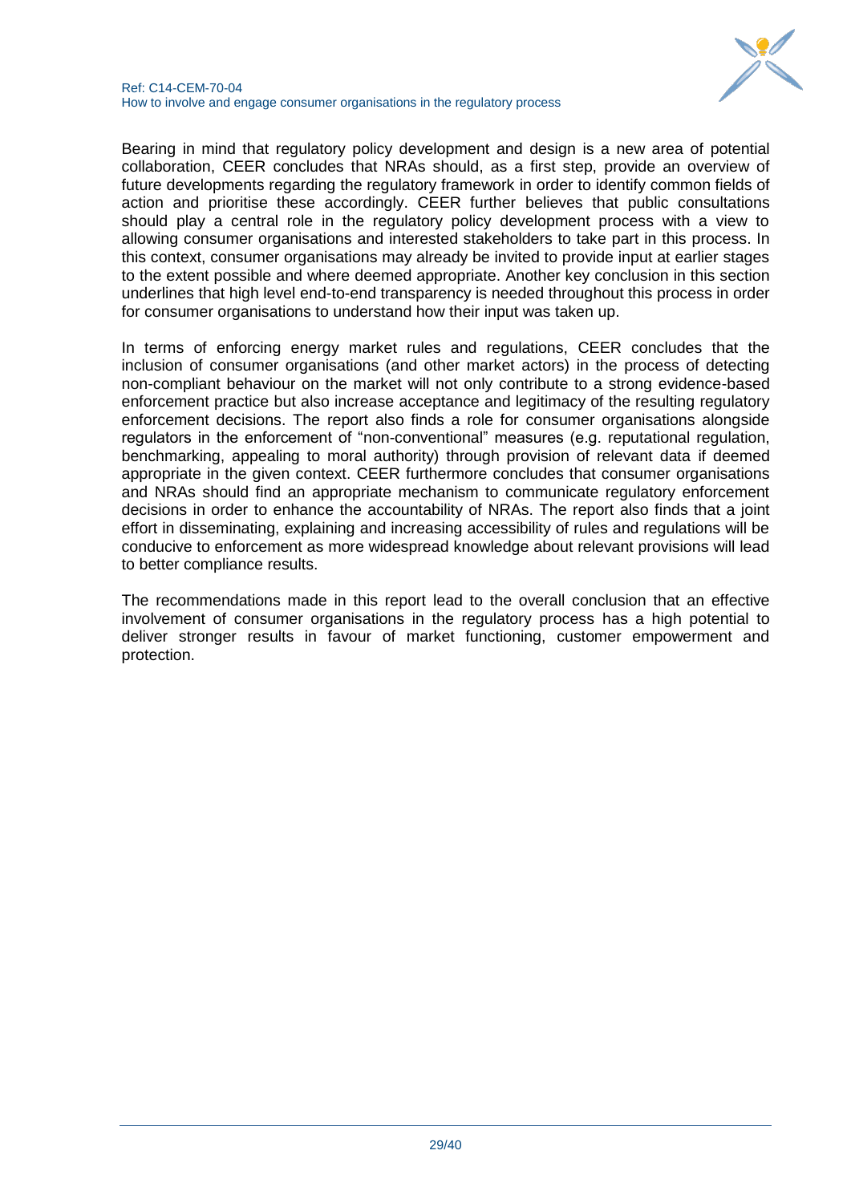Bearing in mind that regulatory policy development and design is a new area of potential collaboration, CEER concludes that NRAs should, as a first step, provide an overview of future developments regarding the regulatory framework in order to identify common fields of action and prioritise these accordingly. CEER further believes that public consultations should play a central role in the regulatory policy development process with a view to allowing consumer organisations and interested stakeholders to take part in this process. In this context, consumer organisations may already be invited to provide input at earlier stages to the extent possible and where deemed appropriate. Another key conclusion in this section underlines that high level end-to-end transparency is needed throughout this process in order for consumer organisations to understand how their input was taken up.

In terms of enforcing energy market rules and regulations, CEER concludes that the inclusion of consumer organisations (and other market actors) in the process of detecting non-compliant behaviour on the market will not only contribute to a strong evidence-based enforcement practice but also increase acceptance and legitimacy of the resulting regulatory enforcement decisions. The report also finds a role for consumer organisations alongside regulators in the enforcement of "non-conventional" measures (e.g. reputational regulation, benchmarking, appealing to moral authority) through provision of relevant data if deemed appropriate in the given context. CEER furthermore concludes that consumer organisations and NRAs should find an appropriate mechanism to communicate regulatory enforcement decisions in order to enhance the accountability of NRAs. The report also finds that a joint effort in disseminating, explaining and increasing accessibility of rules and regulations will be conducive to enforcement as more widespread knowledge about relevant provisions will lead to better compliance results.

The recommendations made in this report lead to the overall conclusion that an effective involvement of consumer organisations in the regulatory process has a high potential to deliver stronger results in favour of market functioning, customer empowerment and protection.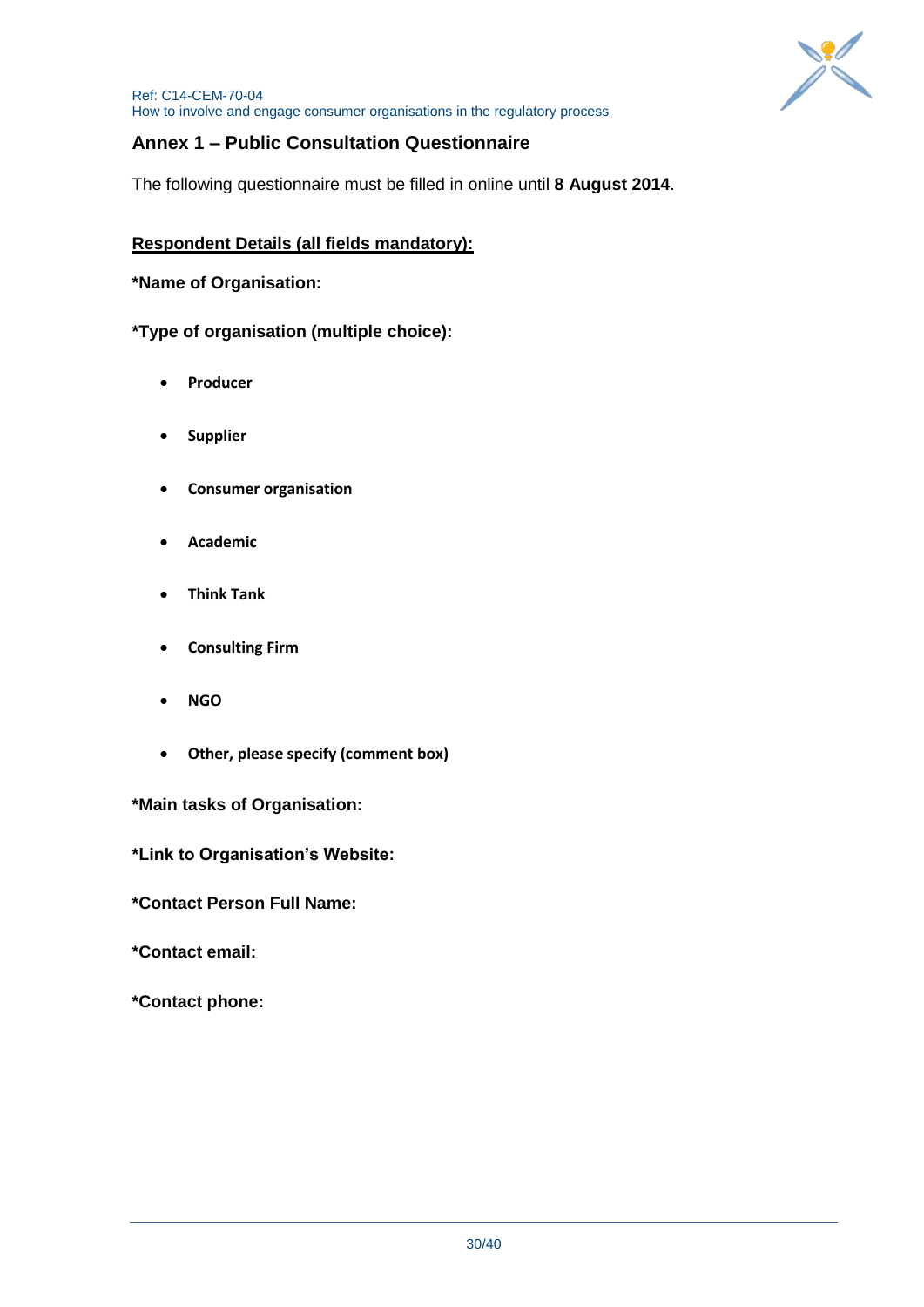## Annex 1 – Public Consultation Questionnaire

The following questionnaire must be filled in online until **8 August 2014**.

**Respondent Details (all fields mandatory):**

**\*Name of Organisation:**

**\*Type of organisation (multiple choice):**

- **Producer**
- **Supplier**
- **Consumer organisation**
- **Academic**
- **Think Tank**
- **Consulting Firm**
- **NGO**
- **Other, please specify (comment box)**

**\*Main tasks of Organisation:**

**\*Link to Organisation's Website:**

**\*Contact Person Full Name:**

**\*Contact email:**

**\*Contact phone:**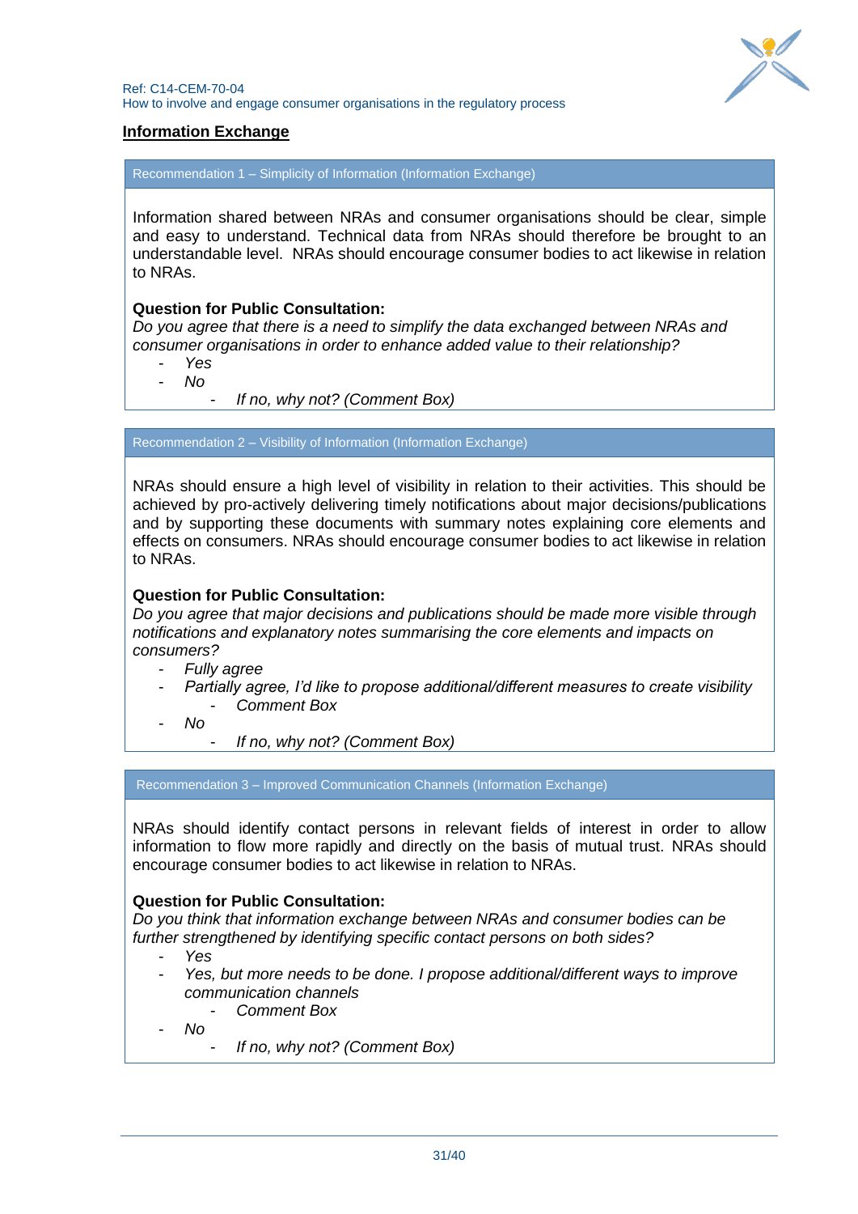## Information Exchange

### Recommendation 1 – Simplicity of Information (Information Exchange)

Information shared between NRAs and consumer organisations should be clear, simple and easy to understand. Technical data from NRAs should therefore be brought to an understandable level. NRAs should encourage consumer bodies to act likewise in relation to NRAs.

**Question for Public Consultation:**

*Do you agree that there is a need to simplify the data exchanged between NRAs and consumer organisations in order to enhance added value to their relationship?*

- *Yes*
- *No*
  - *If no, why not? (Comment Box)*

### Recommendation 2 – Visibility of Information (Information Exchange)

NRAs should ensure a high level of visibility in relation to their activities. This should be achieved by pro-actively delivering timely notifications about major decisions/publications and by supporting these documents with summary notes explaining core elements and effects on consumers. NRAs should encourage consumer bodies to act likewise in relation to NRAs.

**Question for Public Consultation:**

*Do you agree that major decisions and publications should be made more visible through notifications and explanatory notes summarising the core elements and impacts on consumers?*

- *Fully agree*
- *Partially agree, I'd like to propose additional/different measures to create visibility*
  - *Comment Box*
- *No*
  - *If no, why not? (Comment Box)*

### Recommendation 3 – Improved Communication Channels (Information Exchange)

NRAs should identify contact persons in relevant fields of interest in order to allow information to flow more rapidly and directly on the basis of mutual trust. NRAs should encourage consumer bodies to act likewise in relation to NRAs.

**Question for Public Consultation:**

*Do you think that information exchange between NRAs and consumer bodies can be further strengthened by identifying specific contact persons on both sides?*

- *Yes*
- *Yes, but more needs to be done. I propose additional/different ways to improve communication channels*
  - *Comment Box*
- *No*
  - *If no, why not? (Comment Box)*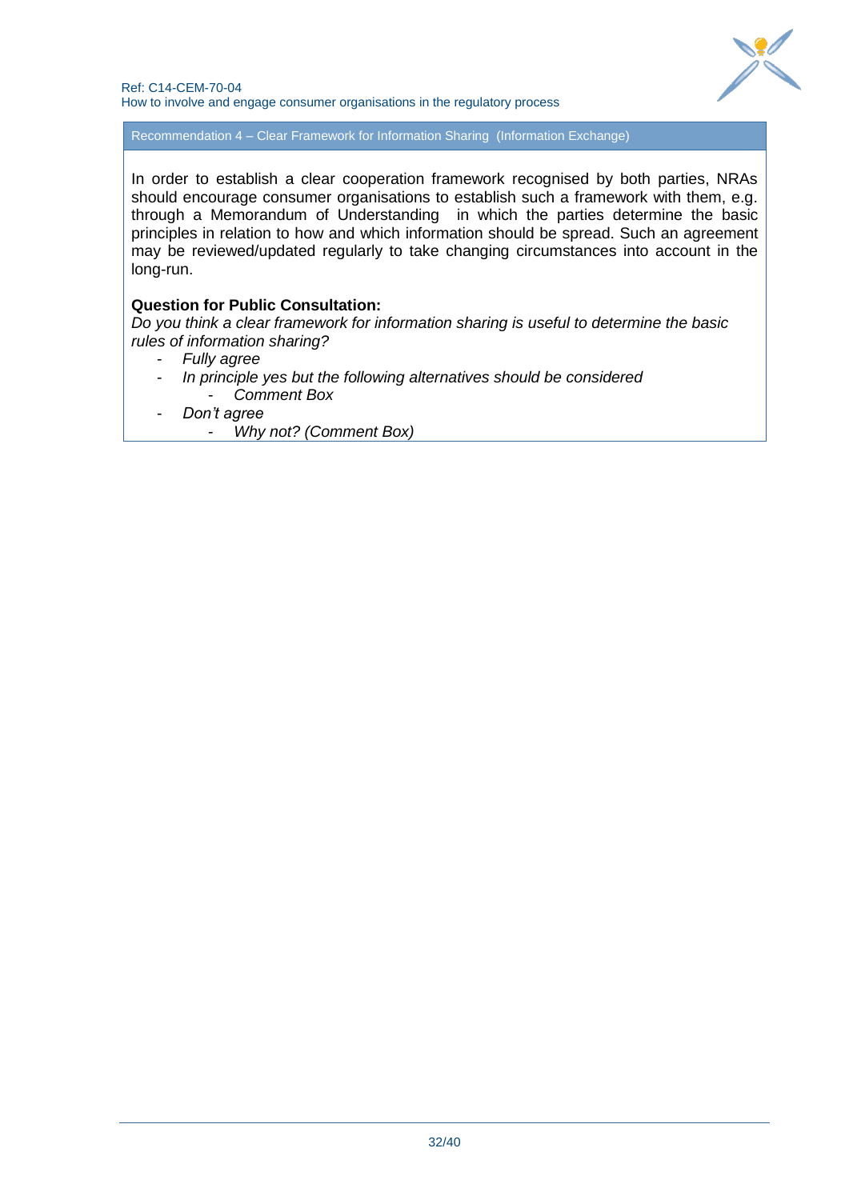### Recommendation 4 – Clear Framework for Information Sharing (Information Exchange)

In order to establish a clear cooperation framework recognised by both parties, NRAs should encourage consumer organisations to establish such a framework with them, e.g. through a Memorandum of Understanding in which the parties determine the basic principles in relation to how and which information should be spread. Such an agreement may be reviewed/updated regularly to take changing circumstances into account in the long-run.

**Question for Public Consultation:**

*Do you think a clear framework for information sharing is useful to determine the basic rules of information sharing?*

- *Fully agree*
- *In principle yes but the following alternatives should be considered*
  - *Comment Box*
- *Don't agree*
  - *Why not? (Comment Box)*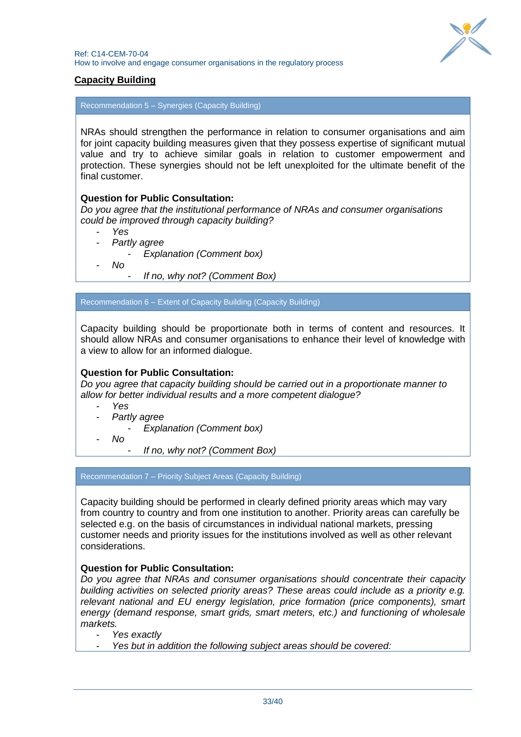## Capacity Building

**Recommendation 5 – Synergies (Capacity Building)**

NRAs should strengthen the performance in relation to consumer organisations and aim for joint capacity building measures given that they possess expertise of significant mutual value and try to achieve similar goals in relation to customer empowerment and protection. These synergies should not be left unexploited for the ultimate benefit of the final customer.

**Question for Public Consultation:**
*Do you agree that the institutional performance of NRAs and consumer organisations could be improved through capacity building?*

- *Yes*
- *Partly agree*
  - *Explanation (Comment box)*
- *No*
  - *If no, why not? (Comment Box)*

**Recommendation 6 – Extent of Capacity Building (Capacity Building)**

Capacity building should be proportionate both in terms of content and resources. It should allow NRAs and consumer organisations to enhance their level of knowledge with a view to allow for an informed dialogue.

**Question for Public Consultation:**
*Do you agree that capacity building should be carried out in a proportionate manner to allow for better individual results and a more competent dialogue?*

- *Yes*
- *Partly agree*
  - *Explanation (Comment box)*
- *No*
  - *If no, why not? (Comment Box)*

**Recommendation 7 – Priority Subject Areas (Capacity Building)**

Capacity building should be performed in clearly defined priority areas which may vary from country to country and from one institution to another. Priority areas can carefully be selected e.g. on the basis of circumstances in individual national markets, pressing customer needs and priority issues for the institutions involved as well as other relevant considerations.

**Question for Public Consultation:**
*Do you agree that NRAs and consumer organisations should concentrate their capacity building activities on selected priority areas? These areas could include as a priority e.g. relevant national and EU energy legislation, price formation (price components), smart energy (demand response, smart grids, smart meters, etc.) and functioning of wholesale markets.*

- *Yes exactly*
- *Yes but in addition the following subject areas should be covered:*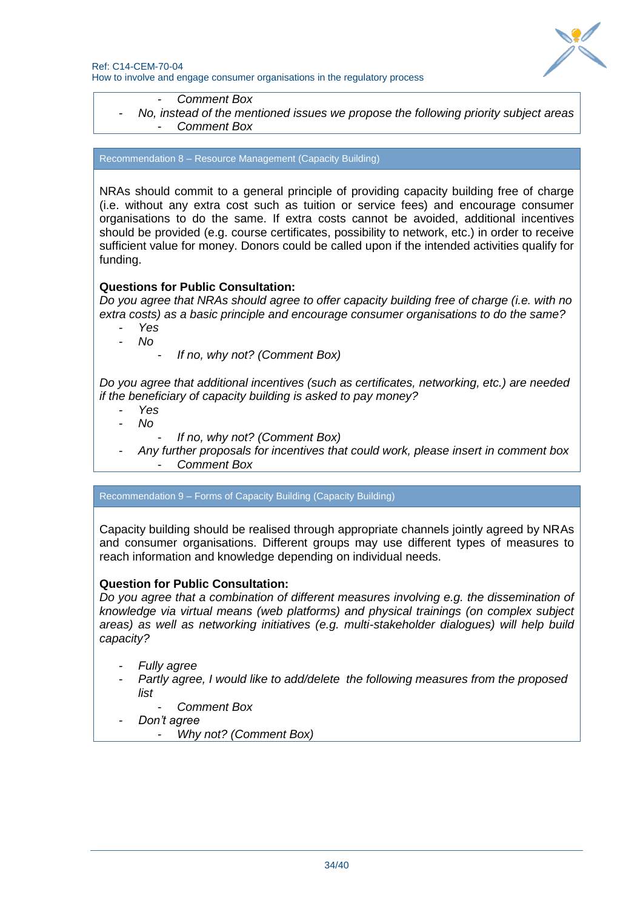- *Comment Box*
- *No, instead of the mentioned issues we propose the following priority subject areas*
  - *Comment Box*

### Recommendation 8 – Resource Management (Capacity Building)

NRAs should commit to a general principle of providing capacity building free of charge (i.e. without any extra cost such as tuition or service fees) and encourage consumer organisations to do the same. If extra costs cannot be avoided, additional incentives should be provided (e.g. course certificates, possibility to network, etc.) in order to receive sufficient value for money. Donors could be called upon if the intended activities qualify for funding.

**Questions for Public Consultation:**

*Do you agree that NRAs should agree to offer capacity building free of charge (i.e. with no extra costs) as a basic principle and encourage consumer organisations to do the same?*

- *Yes*
- *No*
  - *If no, why not? (Comment Box)*

*Do you agree that additional incentives (such as certificates, networking, etc.) are needed if the beneficiary of capacity building is asked to pay money?*

- *Yes*
- *No*
  - *If no, why not? (Comment Box)*
- *Any further proposals for incentives that could work, please insert in comment box*
  - *Comment Box*

### Recommendation 9 – Forms of Capacity Building (Capacity Building)

Capacity building should be realised through appropriate channels jointly agreed by NRAs and consumer organisations. Different groups may use different types of measures to reach information and knowledge depending on individual needs.

**Question for Public Consultation:**

*Do you agree that a combination of different measures involving e.g. the dissemination of knowledge via virtual means (web platforms) and physical trainings (on complex subject areas) as well as networking initiatives (e.g. multi-stakeholder dialogues) will help build capacity?*

- *Fully agree*
- *Partly agree, I would like to add/delete the following measures from the proposed list*
  - *Comment Box*
- *Don't agree*
  - *Why not? (Comment Box)*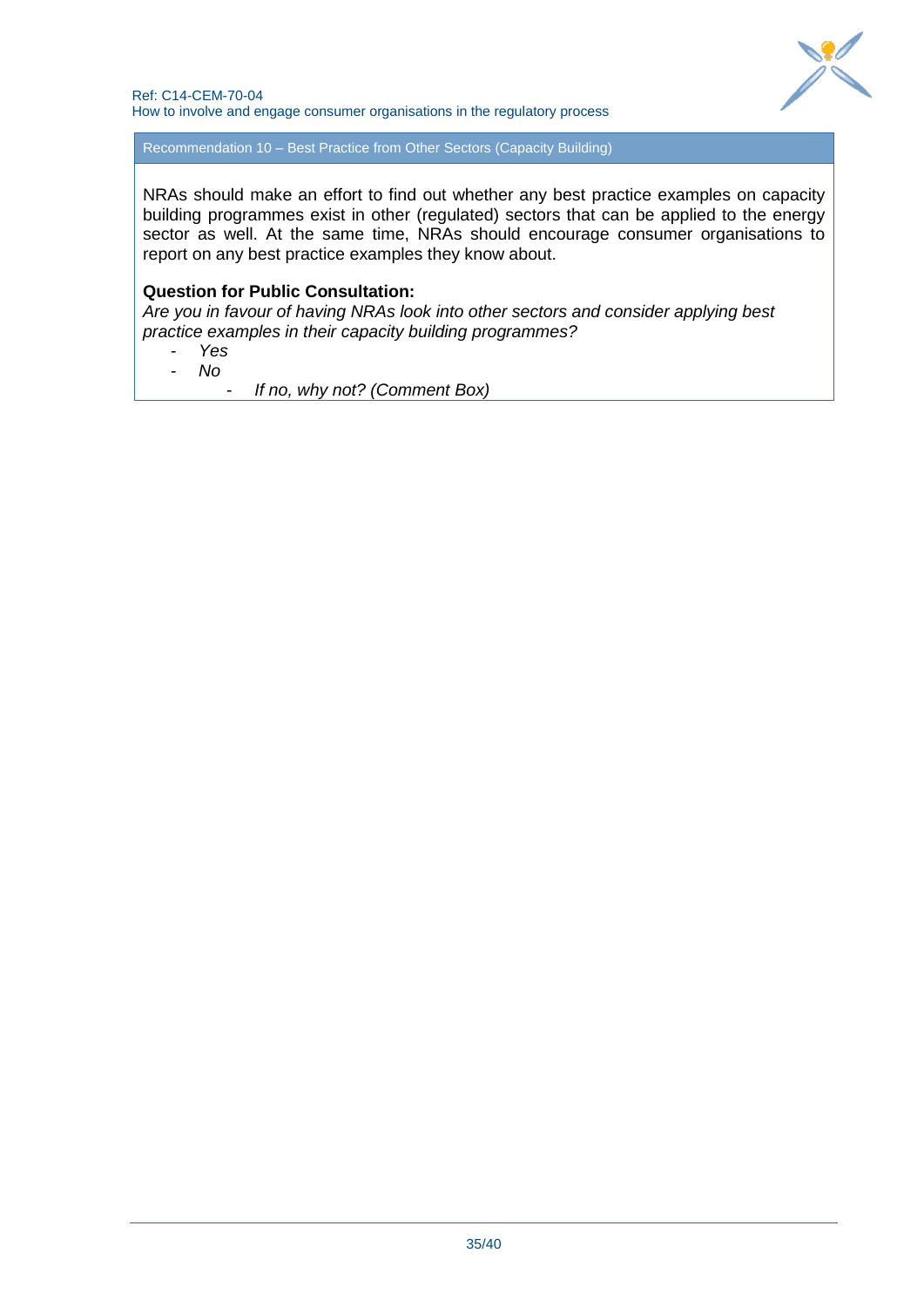**Recommendation 10 – Best Practice from Other Sectors (Capacity Building)**

NRAs should make an effort to find out whether any best practice examples on capacity building programmes exist in other (regulated) sectors that can be applied to the energy sector as well. At the same time, NRAs should encourage consumer organisations to report on any best practice examples they know about.

**Question for Public Consultation:**

*Are you in favour of having NRAs look into other sectors and consider applying best practice examples in their capacity building programmes?*

- *Yes*
- *No*
    - *If no, why not? (Comment Box)*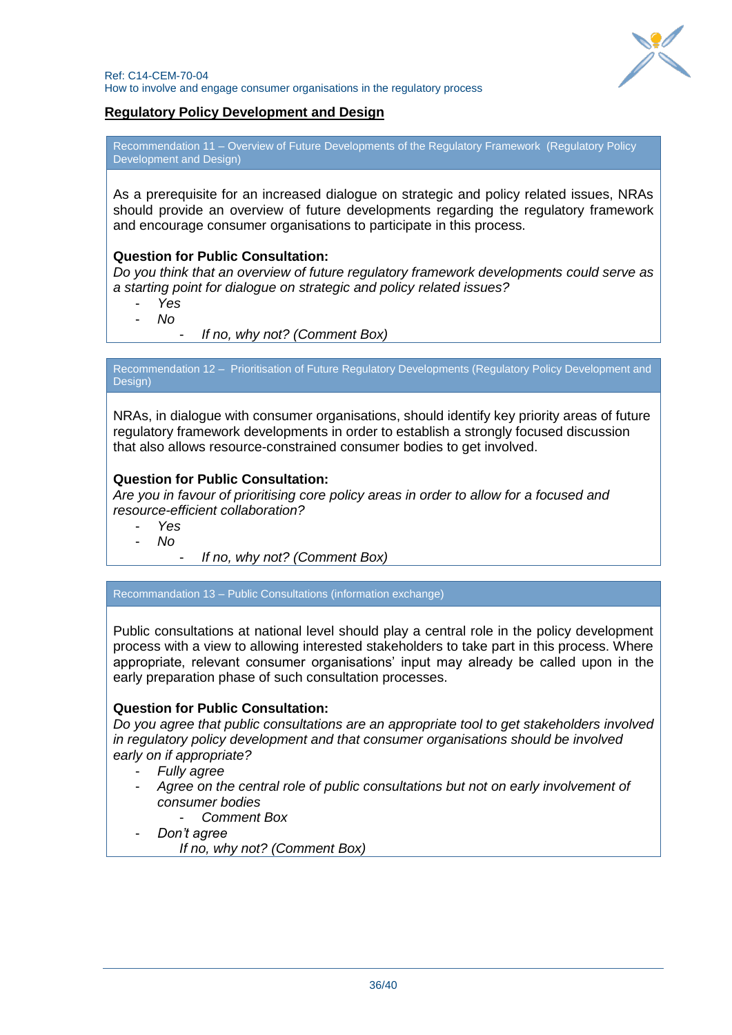## Regulatory Policy Development and Design

**Recommendation 11 – Overview of Future Developments of the Regulatory Framework (Regulatory Policy Development and Design)**

As a prerequisite for an increased dialogue on strategic and policy related issues, NRAs should provide an overview of future developments regarding the regulatory framework and encourage consumer organisations to participate in this process.

**Question for Public Consultation:**

*Do you think that an overview of future regulatory framework developments could serve as a starting point for dialogue on strategic and policy related issues?*

- *Yes*
- *No*
  - *If no, why not? (Comment Box)*

**Recommendation 12 – Prioritisation of Future Regulatory Developments (Regulatory Policy Development and Design)**

NRAs, in dialogue with consumer organisations, should identify key priority areas of future regulatory framework developments in order to establish a strongly focused discussion that also allows resource-constrained consumer bodies to get involved.

**Question for Public Consultation:**

*Are you in favour of prioritising core policy areas in order to allow for a focused and resource-efficient collaboration?*

- *Yes*
- *No*
  - *If no, why not? (Comment Box)*

**Recommmandation 13 – Public Consultations (information exchange)**

Public consultations at national level should play a central role in the policy development process with a view to allowing interested stakeholders to take part in this process. Where appropriate, relevant consumer organisations' input may already be called upon in the early preparation phase of such consultation processes.

**Question for Public Consultation:**

*Do you agree that public consultations are an appropriate tool to get stakeholders involved in regulatory policy development and that consumer organisations should be involved early on if appropriate?*

- *Fully agree*
- *Agree on the central role of public consultations but not on early involvement of consumer bodies*
  - *Comment Box*
- *Don't agree*

  *If no, why not? (Comment Box)*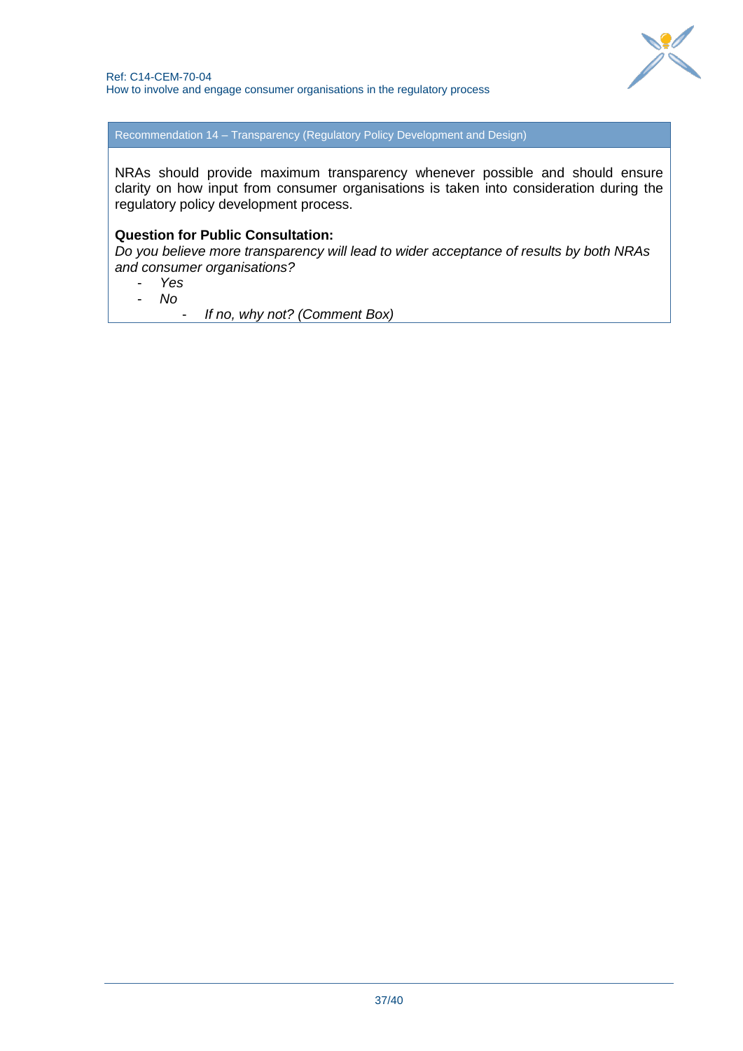**Recommendation 14 – Transparency (Regulatory Policy Development and Design)**

NRAs should provide maximum transparency whenever possible and should ensure clarity on how input from consumer organisations is taken into consideration during the regulatory policy development process.

**Question for Public Consultation:**

*Do you believe more transparency will lead to wider acceptance of results by both NRAs and consumer organisations?*

- *Yes*
- *No*
  - *If no, why not? (Comment Box)*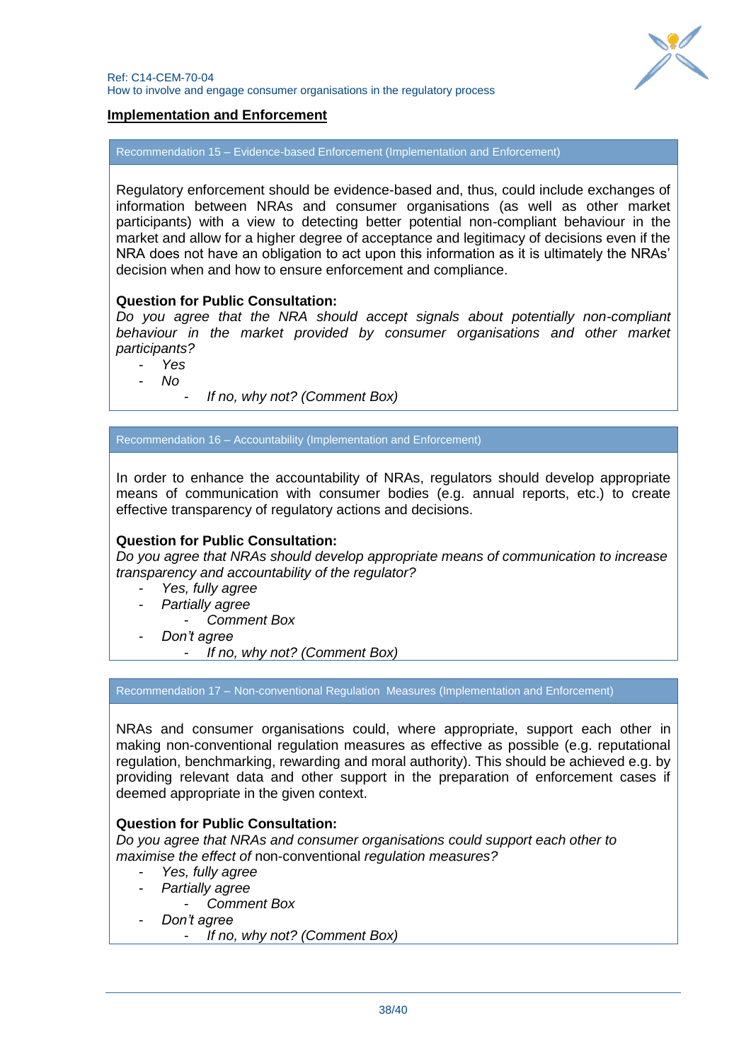## Implementation and Enforcement

**Recommendation 15 – Evidence-based Enforcement (Implementation and Enforcement)**

Regulatory enforcement should be evidence-based and, thus, could include exchanges of information between NRAs and consumer organisations (as well as other market participants) with a view to detecting better potential non-compliant behaviour in the market and allow for a higher degree of acceptance and legitimacy of decisions even if the NRA does not have an obligation to act upon this information as it is ultimately the NRAs' decision when and how to ensure enforcement and compliance.

**Question for Public Consultation:**

*Do you agree that the NRA should accept signals about potentially non-compliant behaviour in the market provided by consumer organisations and other market participants?*

- *Yes*
- *No*
    - *If no, why not? (Comment Box)*

**Recommendation 16 – Accountability (Implementation and Enforcement)**

In order to enhance the accountability of NRAs, regulators should develop appropriate means of communication with consumer bodies (e.g. annual reports, etc.) to create effective transparency of regulatory actions and decisions.

**Question for Public Consultation:**

*Do you agree that NRAs should develop appropriate means of communication to increase transparency and accountability of the regulator?*

- *Yes, fully agree*
- *Partially agree*
    - *Comment Box*
- *Don't agree*
    - *If no, why not? (Comment Box)*

**Recommendation 17 – Non-conventional Regulation Measures (Implementation and Enforcement)**

NRAs and consumer organisations could, where appropriate, support each other in making non-conventional regulation measures as effective as possible (e.g. reputational regulation, benchmarking, rewarding and moral authority). This should be achieved e.g. by providing relevant data and other support in the preparation of enforcement cases if deemed appropriate in the given context.

**Question for Public Consultation:**

*Do you agree that NRAs and consumer organisations could support each other to maximise the effect of* non-conventional *regulation measures?*

- *Yes, fully agree*
- *Partially agree*
    - *Comment Box*
- *Don't agree*
    - *If no, why not? (Comment Box)*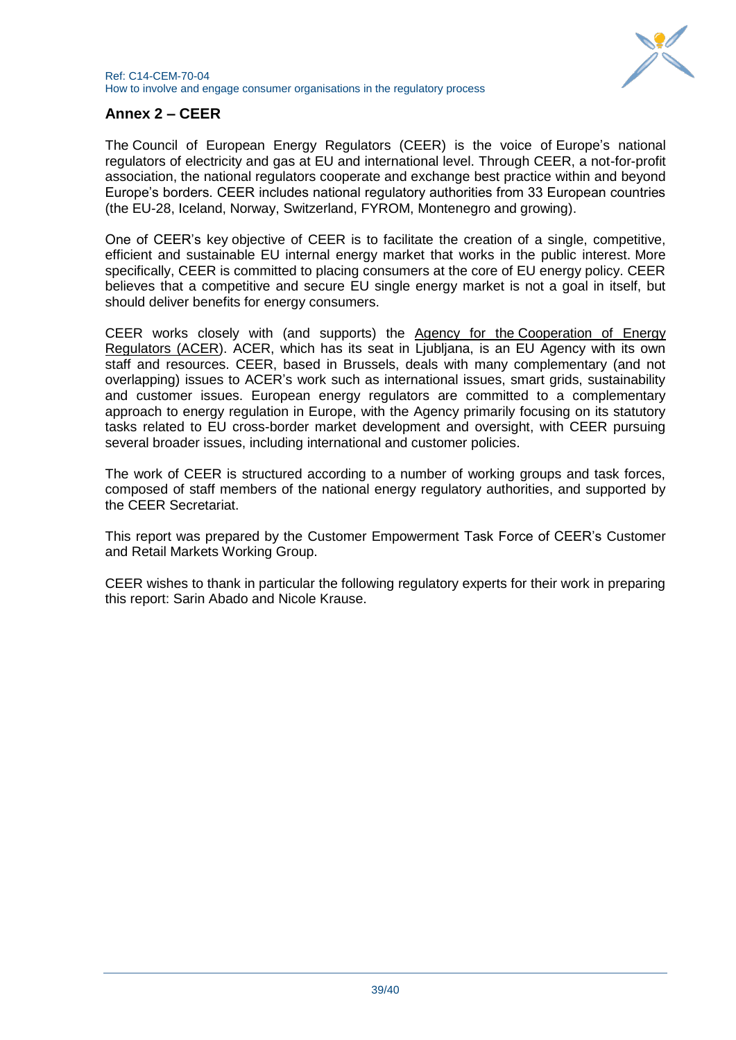## Annex 2 – CEER

The Council of European Energy Regulators (CEER) is the voice of Europe's national regulators of electricity and gas at EU and international level. Through CEER, a not-for-profit association, the national regulators cooperate and exchange best practice within and beyond Europe's borders. CEER includes national regulatory authorities from 33 European countries (the EU-28, Iceland, Norway, Switzerland, FYROM, Montenegro and growing).

One of CEER's key objective of CEER is to facilitate the creation of a single, competitive, efficient and sustainable EU internal energy market that works in the public interest. More specifically, CEER is committed to placing consumers at the core of EU energy policy. CEER believes that a competitive and secure EU single energy market is not a goal in itself, but should deliver benefits for energy consumers.

CEER works closely with (and supports) the Agency for the Cooperation of Energy Regulators (ACER). ACER, which has its seat in Ljubljana, is an EU Agency with its own staff and resources. CEER, based in Brussels, deals with many complementary (and not overlapping) issues to ACER's work such as international issues, smart grids, sustainability and customer issues. European energy regulators are committed to a complementary approach to energy regulation in Europe, with the Agency primarily focusing on its statutory tasks related to EU cross-border market development and oversight, with CEER pursuing several broader issues, including international and customer policies.

The work of CEER is structured according to a number of working groups and task forces, composed of staff members of the national energy regulatory authorities, and supported by the CEER Secretariat.

This report was prepared by the Customer Empowerment Task Force of CEER's Customer and Retail Markets Working Group.

CEER wishes to thank in particular the following regulatory experts for their work in preparing this report: Sarin Abado and Nicole Krause.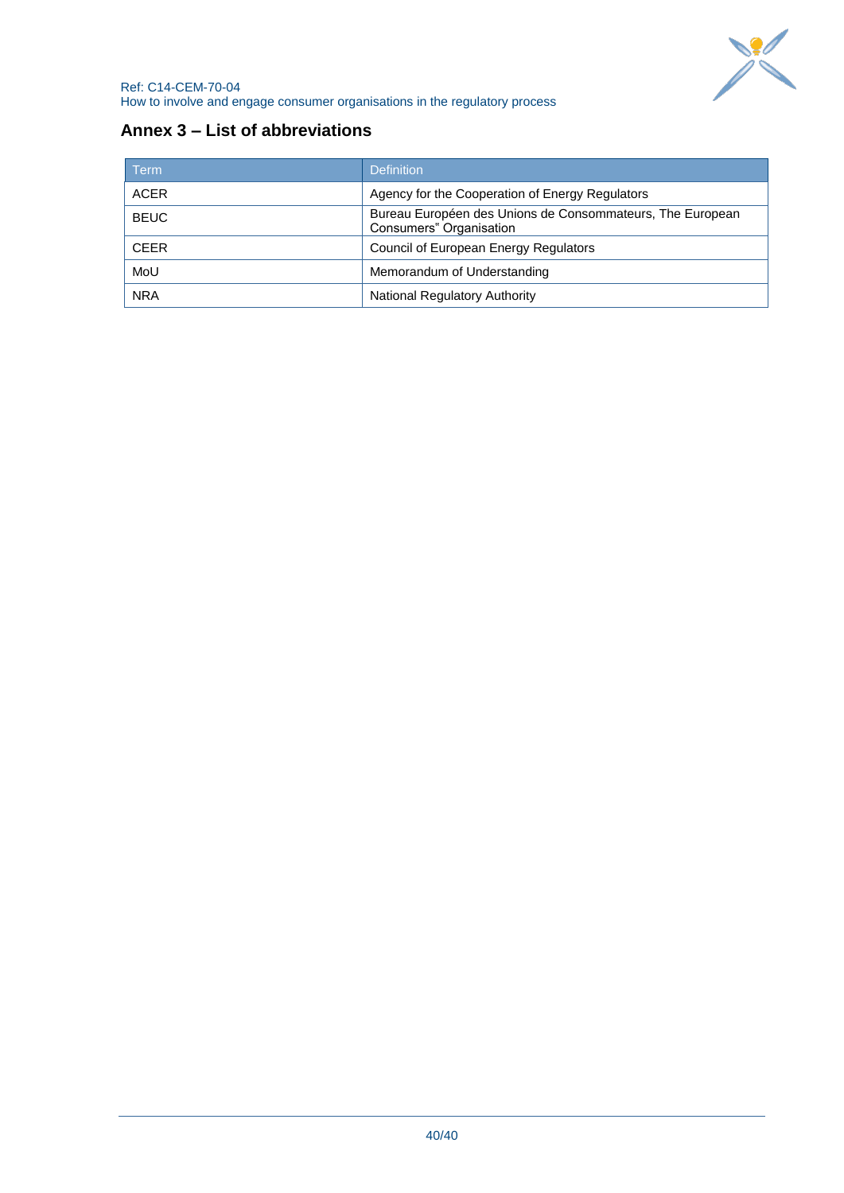## Annex 3 – List of abbreviations

| Term | Definition |
|---|---|
| ACER | Agency for the Cooperation of Energy Regulators |
| BEUC | Bureau Européen des Unions de Consommateurs, The European Consumers" Organisation |
| CEER | Council of European Energy Regulators |
| MoU | Memorandum of Understanding |
| NRA | National Regulatory Authority |